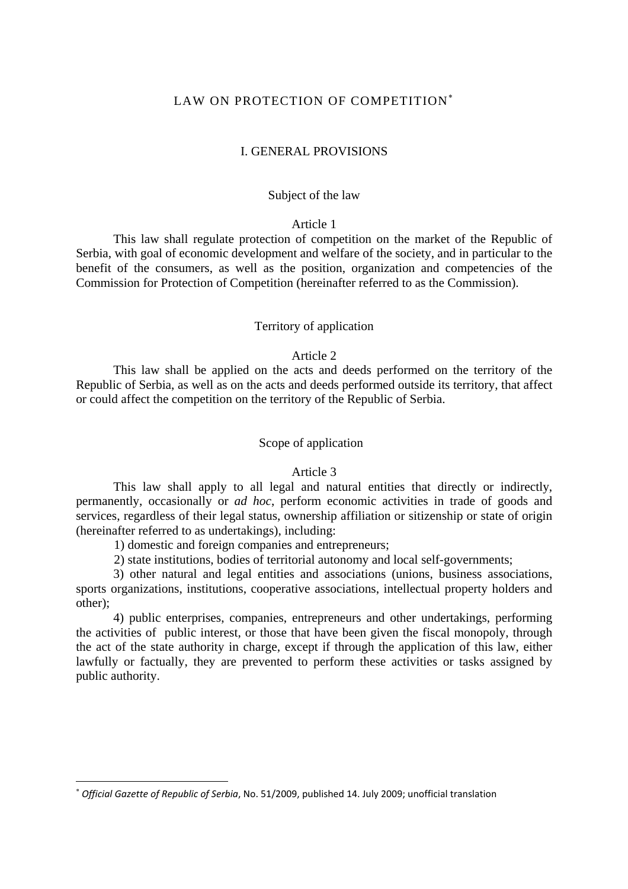# LAW ON PROTECTION OF COMPETITION[*]

## I. GENERAL PROVISIONS

### Subject of the law

#### Article 1

This law shall regulate protection of competition on the market of the Republic of Serbia, with goal of economic development and welfare of the society, and in particular to the benefit of the consumers, as well as the position, organization and competencies of the Commission for Protection of Competition (hereinafter referred to as the Commission).

### Territory of application

#### Article 2

This law shall be applied on the acts and deeds performed on the territory of the Republic of Serbia, as well as on the acts and deeds performed outside its territory, that affect or could affect the competition on the territory of the Republic of Serbia.

### Scope of application

#### Article 3

This law shall apply to all legal and natural entities that directly or indirectly, permanently, occasionally or *ad hoc*, perform economic activities in trade of goods and services, regardless of their legal status, ownership affiliation or sitizenship or state of origin (hereinafter referred to as undertakings), including:

1) domestic and foreign companies and entrepreneurs;

2) state institutions, bodies of territorial autonomy and local self-governments;

3) other natural and legal entities and associations (unions, business associations, sports organizations, institutions, cooperative associations, intellectual property holders and other);

4) public enterprises, companies, entrepreneurs and other undertakings, performing the activities of public interest, or those that have been given the fiscal monopoly, through the act of the state authority in charge, except if through the application of this law, either lawfully or factually, they are prevented to perform these activities or tasks assigned by public authority.

---

[*] *Official Gazette of Republic of Serbia*, No. 51/2009, published 14. July 2009; unofficial translation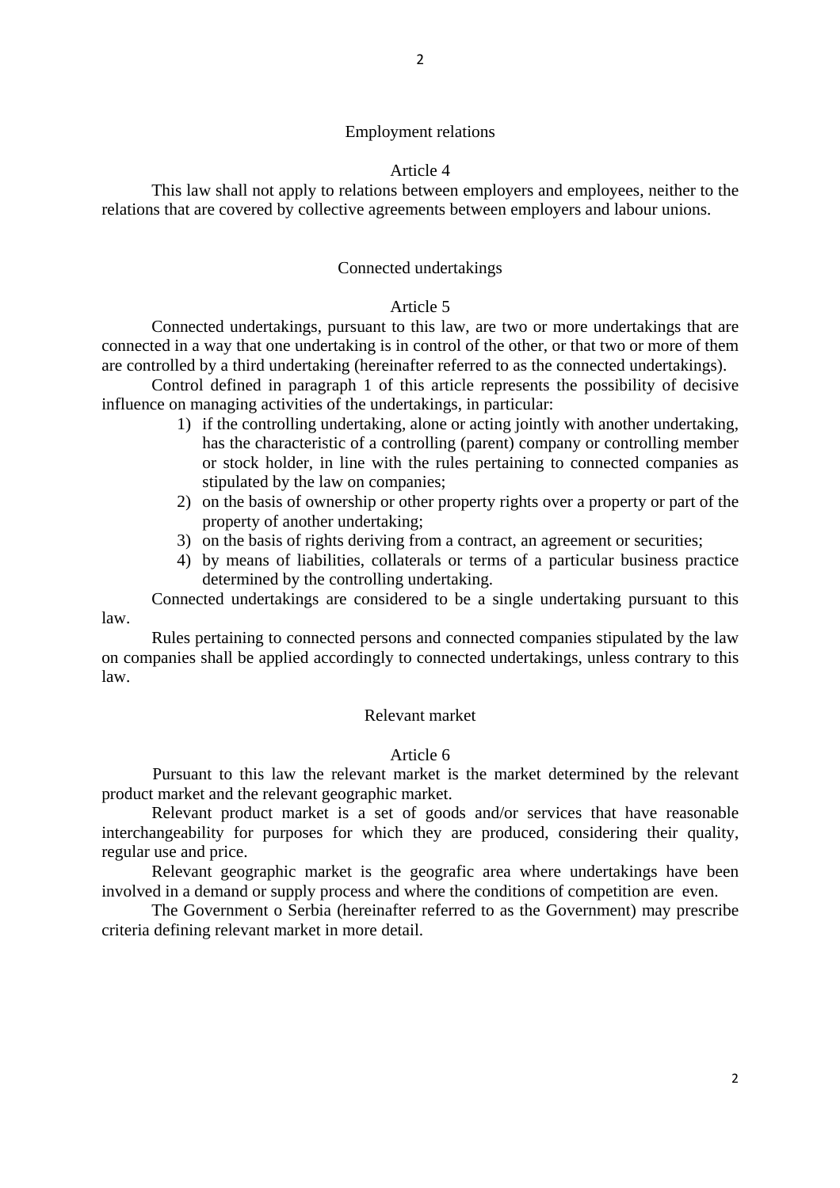### Employment relations

#### Article 4

This law shall not apply to relations between employers and employees, neither to the relations that are covered by collective agreements between employers and labour unions.

### Connected undertakings

#### Article 5

Connected undertakings, pursuant to this law, are two or more undertakings that are connected in a way that one undertaking is in control of the other, or that two or more of them are controlled by a third undertaking (hereinafter referred to as the connected undertakings).

Control defined in paragraph 1 of this article represents the possibility of decisive influence on managing activities of the undertakings, in particular:

1) if the controlling undertaking, alone or acting jointly with another undertaking, has the characteristic of a controlling (parent) company or controlling member or stock holder, in line with the rules pertaining to connected companies as stipulated by the law on companies;
2) on the basis of ownership or other property rights over a property or part of the property of another undertaking;
3) on the basis of rights deriving from a contract, an agreement or securities;
4) by means of liabilities, collaterals or terms of a particular business practice determined by the controlling undertaking.

Connected undertakings are considered to be a single undertaking pursuant to this law.

Rules pertaining to connected persons and connected companies stipulated by the law on companies shall be applied accordingly to connected undertakings, unless contrary to this law.

### Relevant market

#### Article 6

Pursuant to this law the relevant market is the market determined by the relevant product market and the relevant geographic market.

Relevant product market is a set of goods and/or services that have reasonable interchangeability for purposes for which they are produced, considering their quality, regular use and price.

Relevant geographic market is the geografic area where undertakings have been involved in a demand or supply process and where the conditions of competition are even.

The Government o Serbia (hereinafter referred to as the Government) may prescribe criteria defining relevant market in more detail.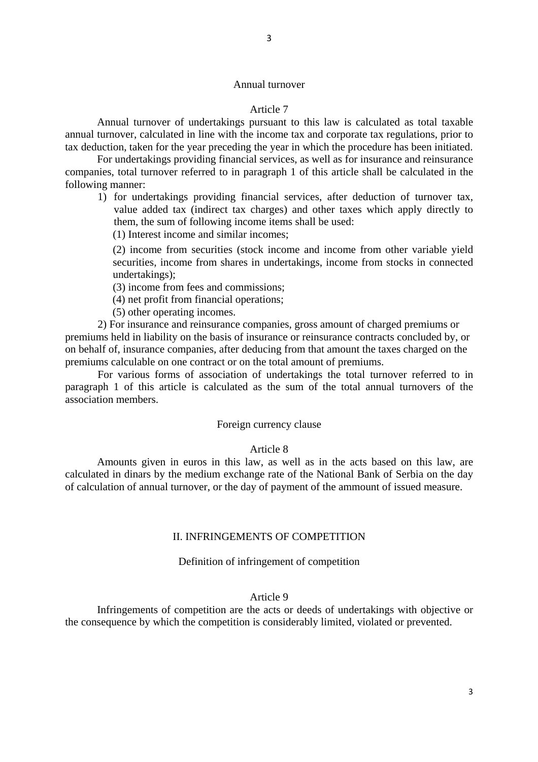### Annual turnover

#### Article 7

Annual turnover of undertakings pursuant to this law is calculated as total taxable annual turnover, calculated in line with the income tax and corporate tax regulations, prior to tax deduction, taken for the year preceding the year in which the procedure has been initiated.

For undertakings providing financial services, as well as for insurance and reinsurance companies, total turnover referred to in paragraph 1 of this article shall be calculated in the following manner:

1) for undertakings providing financial services, after deduction of turnover tax, value added tax (indirect tax charges) and other taxes which apply directly to them, the sum of following income items shall be used:

   (1) Interest income and similar incomes;

   (2) income from securities (stock income and income from other variable yield securities, income from shares in undertakings, income from stocks in connected undertakings);

   (3) income from fees and commissions;

   (4) net profit from financial operations;

   (5) other operating incomes.

2) For insurance and reinsurance companies, gross amount of charged premiums or premiums held in liability on the basis of insurance or reinsurance contracts concluded by, or on behalf of, insurance companies, after deducing from that amount the taxes charged on the premiums calculable on one contract or on the total amount of premiums.

For various forms of association of undertakings the total turnover referred to in paragraph 1 of this article is calculated as the sum of the total annual turnovers of the association members.

### Foreign currency clause

#### Article 8

Amounts given in euros in this law, as well as in the acts based on this law, are calculated in dinars by the medium exchange rate of the National Bank of Serbia on the day of calculation of annual turnover, or the day of payment of the ammount of issued measure.

## II. INFRINGEMENTS OF COMPETITION

### Definition of infringement of competition

#### Article 9

Infringements of competition are the acts or deeds of undertakings with objective or the consequence by which the competition is considerably limited, violated or prevented.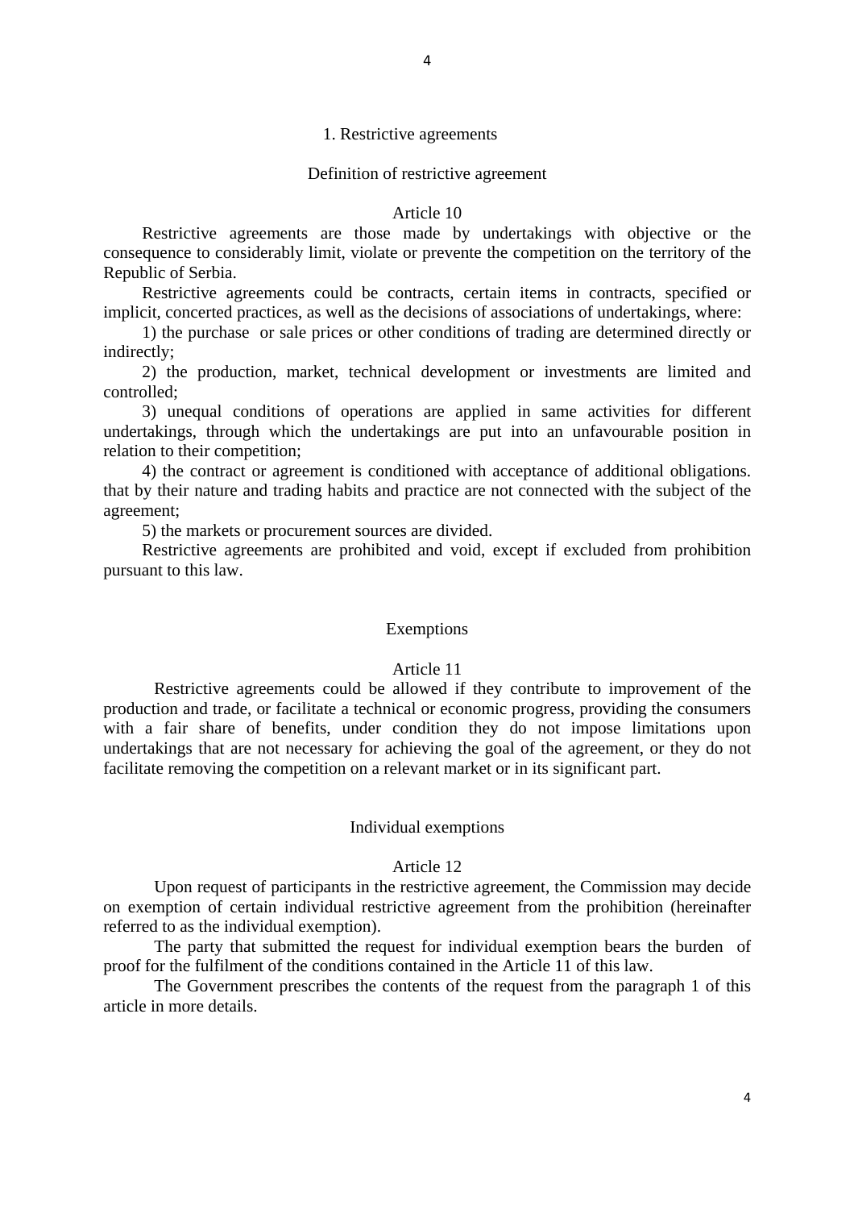## 1. Restrictive agreements

### Definition of restrictive agreement

#### Article 10

Restrictive agreements are those made by undertakings with objective or the consequence to considerably limit, violate or prevente the competition on the territory of the Republic of Serbia.

Restrictive agreements could be contracts, certain items in contracts, specified or implicit, concerted practices, as well as the decisions of associations of undertakings, where:

1) the purchase or sale prices or other conditions of trading are determined directly or indirectly;

2) the production, market, technical development or investments are limited and controlled;

3) unequal conditions of operations are applied in same activities for different undertakings, through which the undertakings are put into an unfavourable position in relation to their competition;

4) the contract or agreement is conditioned with acceptance of additional obligations. that by their nature and trading habits and practice are not connected with the subject of the agreement;

5) the markets or procurement sources are divided.

Restrictive agreements are prohibited and void, except if excluded from prohibition pursuant to this law.

### Exemptions

#### Article 11

Restrictive agreements could be allowed if they contribute to improvement of the production and trade, or facilitate a technical or economic progress, providing the consumers with a fair share of benefits, under condition they do not impose limitations upon undertakings that are not necessary for achieving the goal of the agreement, or they do not facilitate removing the competition on a relevant market or in its significant part.

### Individual exemptions

#### Article 12

Upon request of participants in the restrictive agreement, the Commission may decide on exemption of certain individual restrictive agreement from the prohibition (hereinafter referred to as the individual exemption).

The party that submitted the request for individual exemption bears the burden of proof for the fulfilment of the conditions contained in the Article 11 of this law.

The Government prescribes the contents of the request from the paragraph 1 of this article in more details.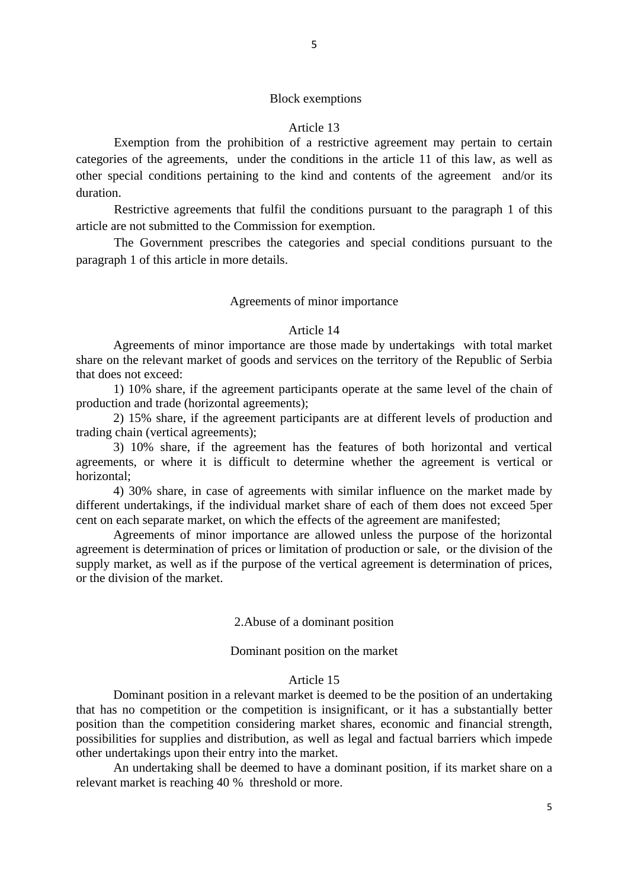### Block exemptions

#### Article 13

Exemption from the prohibition of a restrictive agreement may pertain to certain categories of the agreements, under the conditions in the article 11 of this law, as well as other special conditions pertaining to the kind and contents of the agreement and/or its duration.

Restrictive agreements that fulfil the conditions pursuant to the paragraph 1 of this article are not submitted to the Commission for exemption.

The Government prescribes the categories and special conditions pursuant to the paragraph 1 of this article in more details.

### Agreements of minor importance

#### Article 14

Agreements of minor importance are those made by undertakings with total market share on the relevant market of goods and services on the territory of the Republic of Serbia that does not exceed:

1) 10% share, if the agreement participants operate at the same level of the chain of production and trade (horizontal agreements);

2) 15% share, if the agreement participants are at different levels of production and trading chain (vertical agreements);

3) 10% share, if the agreement has the features of both horizontal and vertical agreements, or where it is difficult to determine whether the agreement is vertical or horizontal;

4) 30% share, in case of agreements with similar influence on the market made by different undertakings, if the individual market share of each of them does not exceed 5per cent on each separate market, on which the effects of the agreement are manifested;

Agreements of minor importance are allowed unless the purpose of the horizontal agreement is determination of prices or limitation of production or sale, or the division of the supply market, as well as if the purpose of the vertical agreement is determination of prices, or the division of the market.

## 2.Abuse of a dominant position

### Dominant position on the market

#### Article 15

Dominant position in a relevant market is deemed to be the position of an undertaking that has no competition or the competition is insignificant, or it has a substantially better position than the competition considering market shares, economic and financial strength, possibilities for supplies and distribution, as well as legal and factual barriers which impede other undertakings upon their entry into the market.

An undertaking shall be deemed to have a dominant position, if its market share on a relevant market is reaching 40 % threshold or more.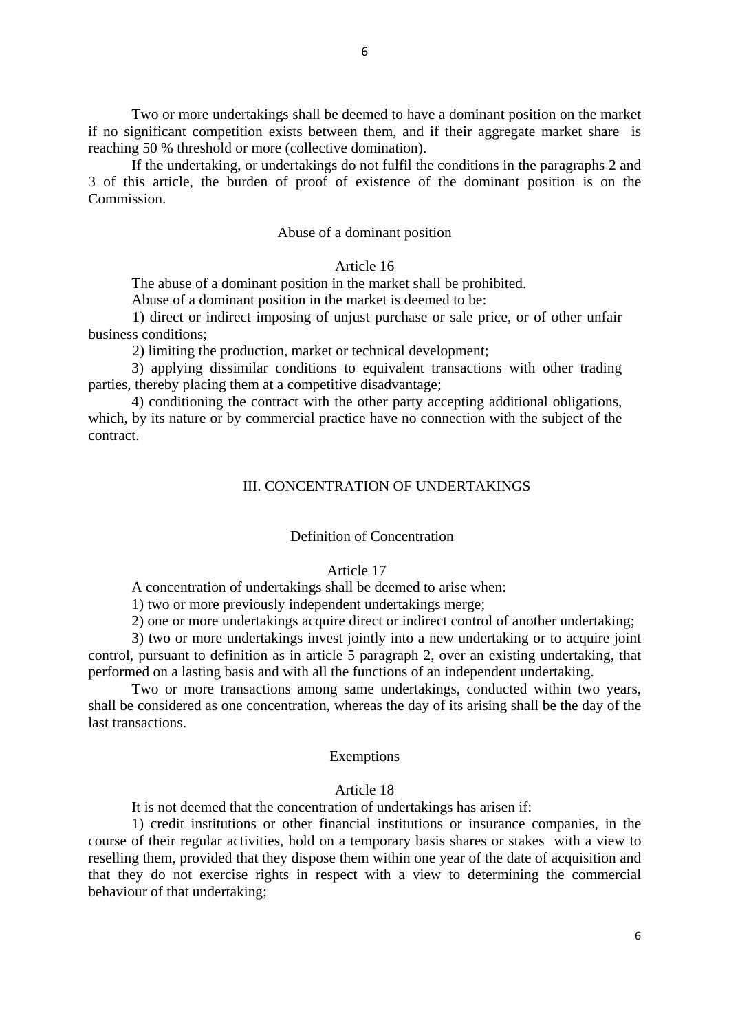Two or more undertakings shall be deemed to have a dominant position on the market if no significant competition exists between them, and if their aggregate market share is reaching 50 % threshold or more (collective domination).

If the undertaking, or undertakings do not fulfil the conditions in the paragraphs 2 and 3 of this article, the burden of proof of existence of the dominant position is on the Commission.

### Abuse of a dominant position

### Article 16

The abuse of a dominant position in the market shall be prohibited.

Abuse of a dominant position in the market is deemed to be:

1) direct or indirect imposing of unjust purchase or sale price, or of other unfair business conditions;

2) limiting the production, market or technical development;

3) applying dissimilar conditions to equivalent transactions with other trading parties, thereby placing them at a competitive disadvantage;

4) conditioning the contract with the other party accepting additional obligations, which, by its nature or by commercial practice have no connection with the subject of the contract.

## III. CONCENTRATION OF UNDERTAKINGS

### Definition of Concentration

### Article 17

A concentration of undertakings shall be deemed to arise when:

1) two or more previously independent undertakings merge;

2) one or more undertakings acquire direct or indirect control of another undertaking;

3) two or more undertakings invest jointly into a new undertaking or to acquire joint control, pursuant to definition as in article 5 paragraph 2, over an existing undertaking, that performed on a lasting basis and with all the functions of an independent undertaking.

Two or more transactions among same undertakings, conducted within two years, shall be considered as one concentration, whereas the day of its arising shall be the day of the last transactions.

### Exemptions

### Article 18

It is not deemed that the concentration of undertakings has arisen if:

1) credit institutions or other financial institutions or insurance companies, in the course of their regular activities, hold on a temporary basis shares or stakes with a view to reselling them, provided that they dispose them within one year of the date of acquisition and that they do not exercise rights in respect with a view to determining the commercial behaviour of that undertaking;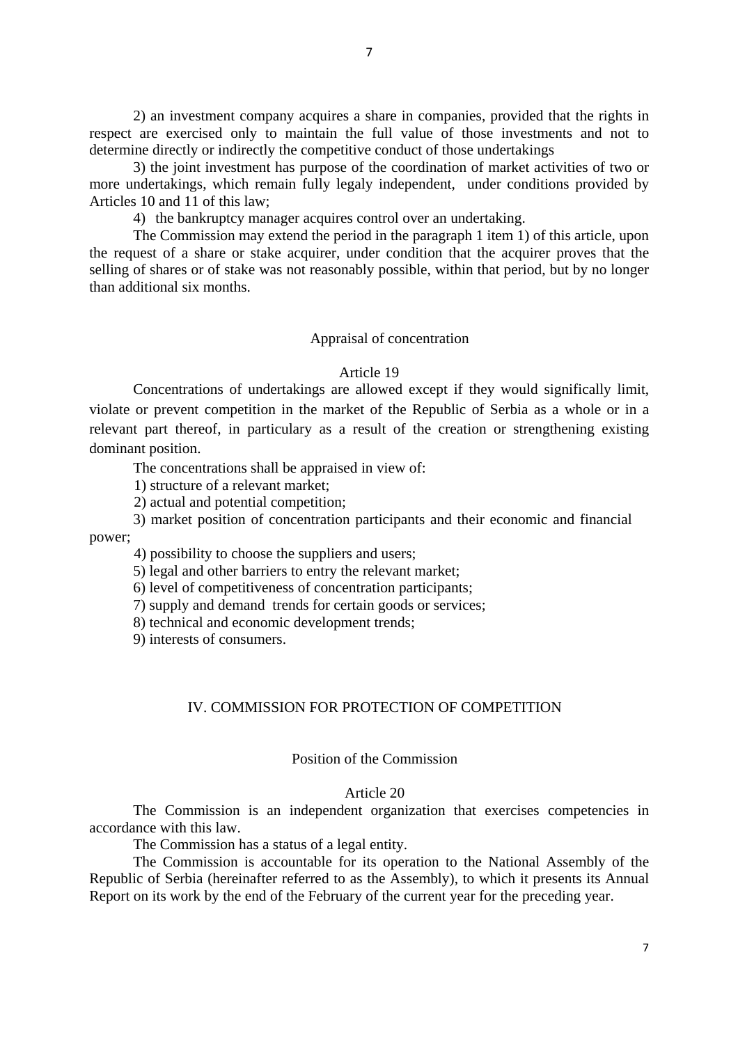2) an investment company acquires a share in companies, provided that the rights in respect are exercised only to maintain the full value of those investments and not to determine directly or indirectly the competitive conduct of those undertakings

3) the joint investment has purpose of the coordination of market activities of two or more undertakings, which remain fully legaly independent, under conditions provided by Articles 10 and 11 of this law;

4) the bankruptcy manager acquires control over an undertaking.

The Commission may extend the period in the paragraph 1 item 1) of this article, upon the request of a share or stake acquirer, under condition that the acquirer proves that the selling of shares or of stake was not reasonably possible, within that period, but by no longer than additional six months.

### Appraisal of concentration

#### Article 19

Concentrations of undertakings are allowed except if they would significally limit, violate or prevent competition in the market of the Republic of Serbia as a whole or in a relevant part thereof, in particulary as a result of the creation or strengthening existing dominant position.

The concentrations shall be appraised in view of:

1) structure of a relevant market;

2) actual and potential competition;

3) market position of concentration participants and their economic and financial power;

4) possibility to choose the suppliers and users;

5) legal and other barriers to entry the relevant market;

6) level of competitiveness of concentration participants;

7) supply and demand trends for certain goods or services;

8) technical and economic development trends;

9) interests of consumers.

## IV. COMMISSION FOR PROTECTION OF COMPETITION

### Position of the Commission

#### Article 20

The Commission is an independent organization that exercises competencies in accordance with this law.

The Commission has a status of a legal entity.

The Commission is accountable for its operation to the National Assembly of the Republic of Serbia (hereinafter referred to as the Assembly), to which it presents its Annual Report on its work by the end of the February of the current year for the preceding year.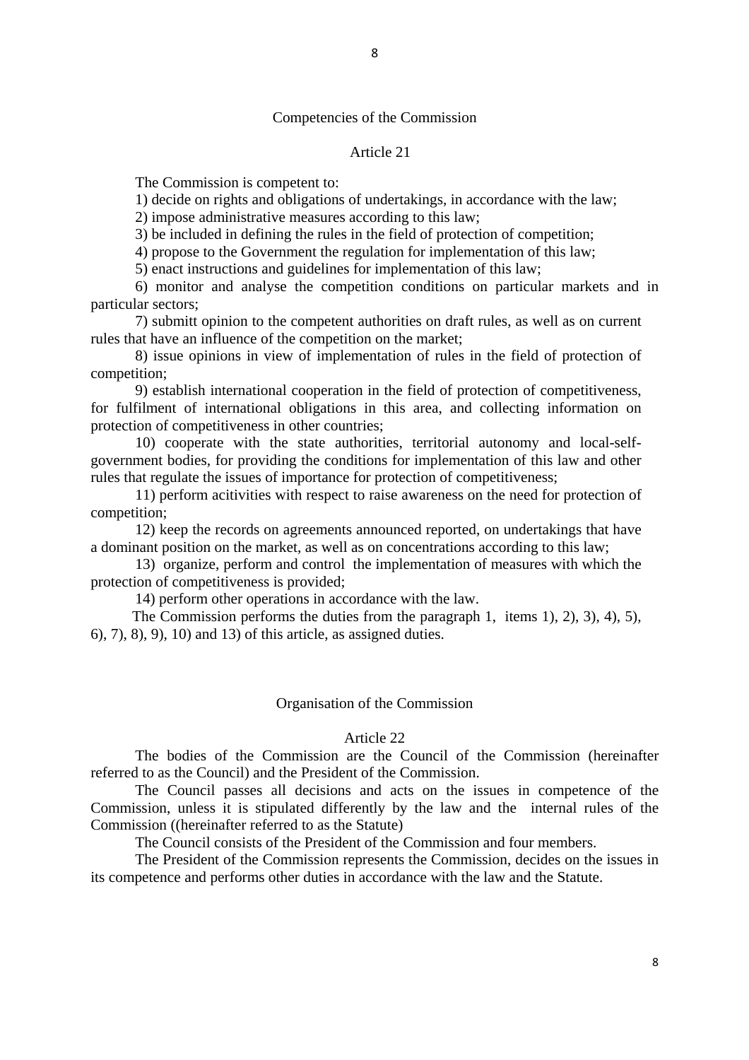## Competencies of the Commission

### Article 21

The Commission is competent to:

1) decide on rights and obligations of undertakings, in accordance with the law;

2) impose administrative measures according to this law;

3) be included in defining the rules in the field of protection of competition;

4) propose to the Government the regulation for implementation of this law;

5) enact instructions and guidelines for implementation of this law;

6) monitor and analyse the competition conditions on particular markets and in particular sectors;

7) submitt opinion to the competent authorities on draft rules, as well as on current rules that have an influence of the competition on the market;

8) issue opinions in view of implementation of rules in the field of protection of competition;

9) establish international cooperation in the field of protection of competitiveness, for fulfilment of international obligations in this area, and collecting information on protection of competitiveness in other countries;

10) cooperate with the state authorities, territorial autonomy and local-self-government bodies, for providing the conditions for implementation of this law and other rules that regulate the issues of importance for protection of competitiveness;

11) perform acitivities with respect to raise awareness on the need for protection of competition;

12) keep the records on agreements announced reported, on undertakings that have a dominant position on the market, as well as on concentrations according to this law;

13) organize, perform and control the implementation of measures with which the protection of competitiveness is provided;

14) perform other operations in accordance with the law.

The Commission performs the duties from the paragraph 1, items 1), 2), 3), 4), 5), 6), 7), 8), 9), 10) and 13) of this article, as assigned duties.

## Organisation of the Commission

### Article 22

The bodies of the Commission are the Council of the Commission (hereinafter referred to as the Council) and the President of the Commission.

The Council passes all decisions and acts on the issues in competence of the Commission, unless it is stipulated differently by the law and the internal rules of the Commission ((hereinafter referred to as the Statute)

The Council consists of the President of the Commission and four members.

The President of the Commission represents the Commission, decides on the issues in its competence and performs other duties in accordance with the law and the Statute.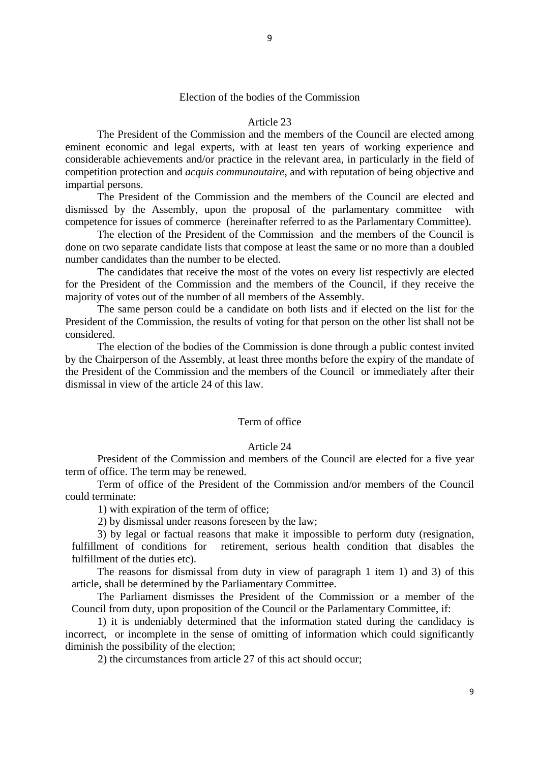### Election of the bodies of the Commission

#### Article 23

The President of the Commission and the members of the Council are elected among eminent economic and legal experts, with at least ten years of working experience and considerable achievements and/or practice in the relevant area, in particularly in the field of competition protection and *acquis communautaire*, and with reputation of being objective and impartial persons.

The President of the Commission and the members of the Council are elected and dismissed by the Assembly, upon the proposal of the parlamentary committee with competence for issues of commerce (hereinafter referred to as the Parlamentary Committee).

The election of the President of the Commission and the members of the Council is done on two separate candidate lists that compose at least the same or no more than a doubled number candidates than the number to be elected.

The candidates that receive the most of the votes on every list respectivly are elected for the President of the Commission and the members of the Council, if they receive the majority of votes out of the number of all members of the Assembly.

The same person could be a candidate on both lists and if elected on the list for the President of the Commission, the results of voting for that person on the other list shall not be considered.

The election of the bodies of the Commission is done through a public contest invited by the Chairperson of the Assembly, at least three months before the expiry of the mandate of the President of the Commission and the members of the Council or immediately after their dismissal in view of the article 24 of this law.

### Term of office

#### Article 24

President of the Commission and members of the Council are elected for a five year term of office. The term may be renewed.

Term of office of the President of the Commission and/or members of the Council could terminate:

1) with expiration of the term of office;

2) by dismissal under reasons foreseen by the law;

3) by legal or factual reasons that make it impossible to perform duty (resignation, fulfillment of conditions for retirement, serious health condition that disables the fulfillment of the duties etc).

The reasons for dismissal from duty in view of paragraph 1 item 1) and 3) of this article, shall be determined by the Parliamentary Committee.

The Parliament dismisses the President of the Commission or a member of the Council from duty, upon proposition of the Council or the Parlamentary Committee, if:

1) it is undeniably determined that the information stated during the candidacy is incorrect, or incomplete in the sense of omitting of information which could significantly diminish the possibility of the election;

2) the circumstances from article 27 of this act should occur;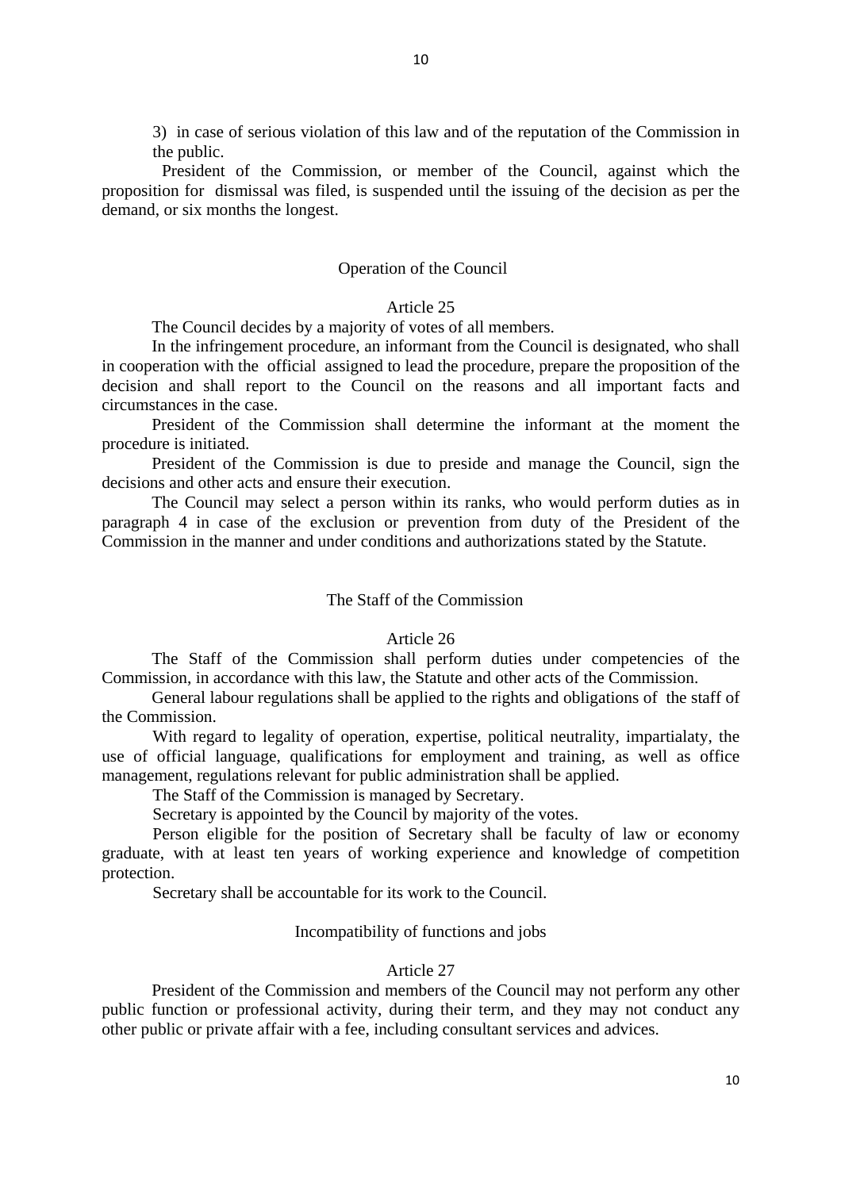3) in case of serious violation of this law and of the reputation of the Commission in the public.

President of the Commission, or member of the Council, against which the proposition for dismissal was filed, is suspended until the issuing of the decision as per the demand, or six months the longest.

### Operation of the Council

#### Article 25

The Council decides by a majority of votes of all members.

In the infringement procedure, an informant from the Council is designated, who shall in cooperation with the official assigned to lead the procedure, prepare the proposition of the decision and shall report to the Council on the reasons and all important facts and circumstances in the case.

President of the Commission shall determine the informant at the moment the procedure is initiated.

President of the Commission is due to preside and manage the Council, sign the decisions and other acts and ensure their execution.

The Council may select a person within its ranks, who would perform duties as in paragraph 4 in case of the exclusion or prevention from duty of the President of the Commission in the manner and under conditions and authorizations stated by the Statute.

### The Staff of the Commission

#### Article 26

The Staff of the Commission shall perform duties under competencies of the Commission, in accordance with this law, the Statute and other acts of the Commission.

General labour regulations shall be applied to the rights and obligations of the staff of the Commission.

With regard to legality of operation, expertise, political neutrality, impartialaty, the use of official language, qualifications for employment and training, as well as office management, regulations relevant for public administration shall be applied.

The Staff of the Commission is managed by Secretary.

Secretary is appointed by the Council by majority of the votes.

Person eligible for the position of Secretary shall be faculty of law or economy graduate, with at least ten years of working experience and knowledge of competition protection.

Secretary shall be accountable for its work to the Council.

### Incompatibility of functions and jobs

#### Article 27

President of the Commission and members of the Council may not perform any other public function or professional activity, during their term, and they may not conduct any other public or private affair with a fee, including consultant services and advices.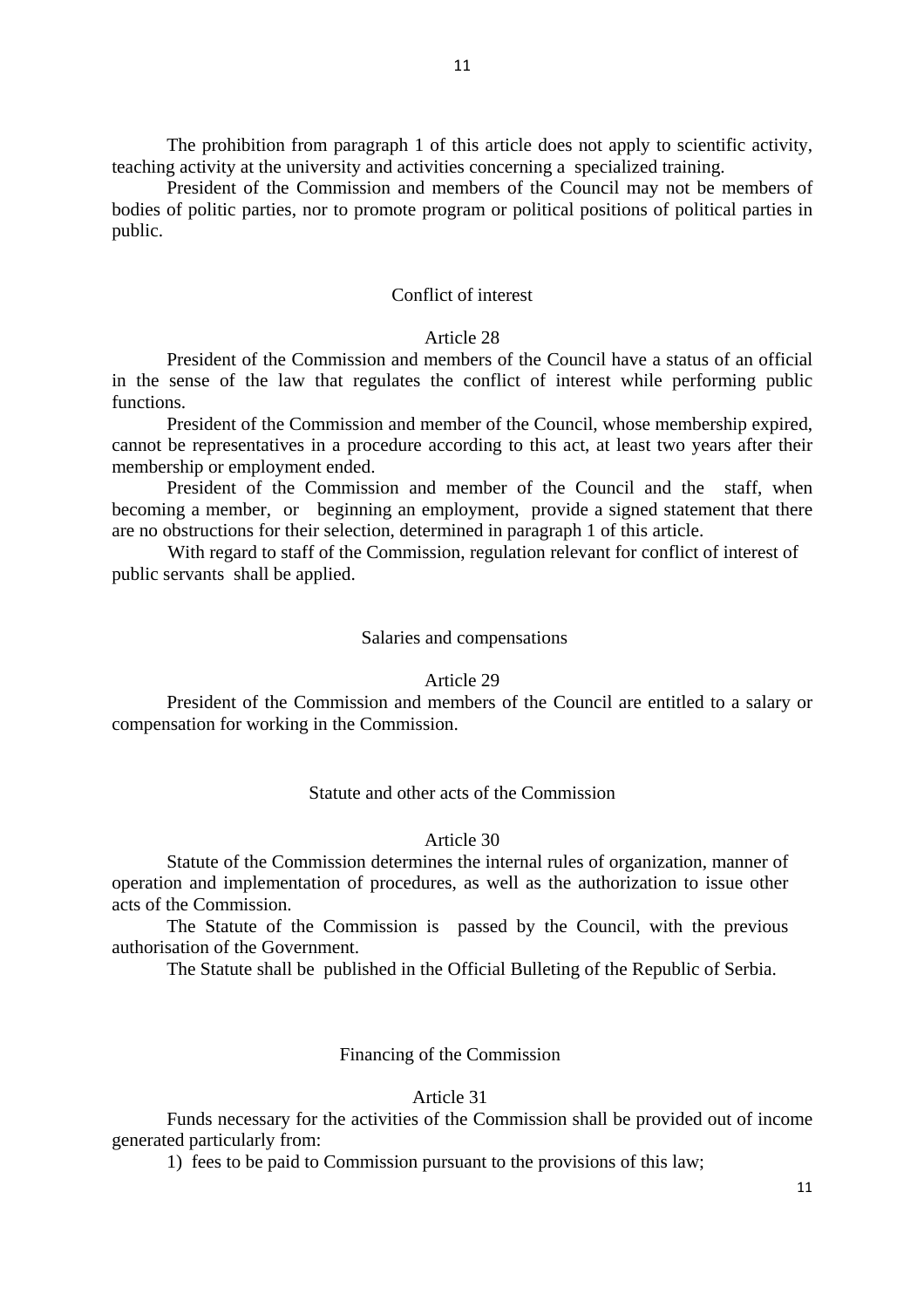The prohibition from paragraph 1 of this article does not apply to scientific activity, teaching activity at the university and activities concerning a specialized training.

President of the Commission and members of the Council may not be members of bodies of politic parties, nor to promote program or political positions of political parties in public.

### Conflict of interest

### Article 28

President of the Commission and members of the Council have a status of an official in the sense of the law that regulates the conflict of interest while performing public functions.

President of the Commission and member of the Council, whose membership expired, cannot be representatives in a procedure according to this act, at least two years after their membership or employment ended.

President of the Commission and member of the Council and the staff, when becoming a member, or beginning an employment, provide a signed statement that there are no obstructions for their selection, determined in paragraph 1 of this article.

With regard to staff of the Commission, regulation relevant for conflict of interest of public servants shall be applied.

### Salaries and compensations

### Article 29

President of the Commission and members of the Council are entitled to a salary or compensation for working in the Commission.

### Statute and other acts of the Commission

### Article 30

Statute of the Commission determines the internal rules of organization, manner of operation and implementation of procedures, as well as the authorization to issue other acts of the Commission.

The Statute of the Commission is passed by the Council, with the previous authorisation of the Government.

The Statute shall be published in the Official Bulleting of the Republic of Serbia.

### Financing of the Commission

### Article 31

Funds necessary for the activities of the Commission shall be provided out of income generated particularly from:

1) fees to be paid to Commission pursuant to the provisions of this law;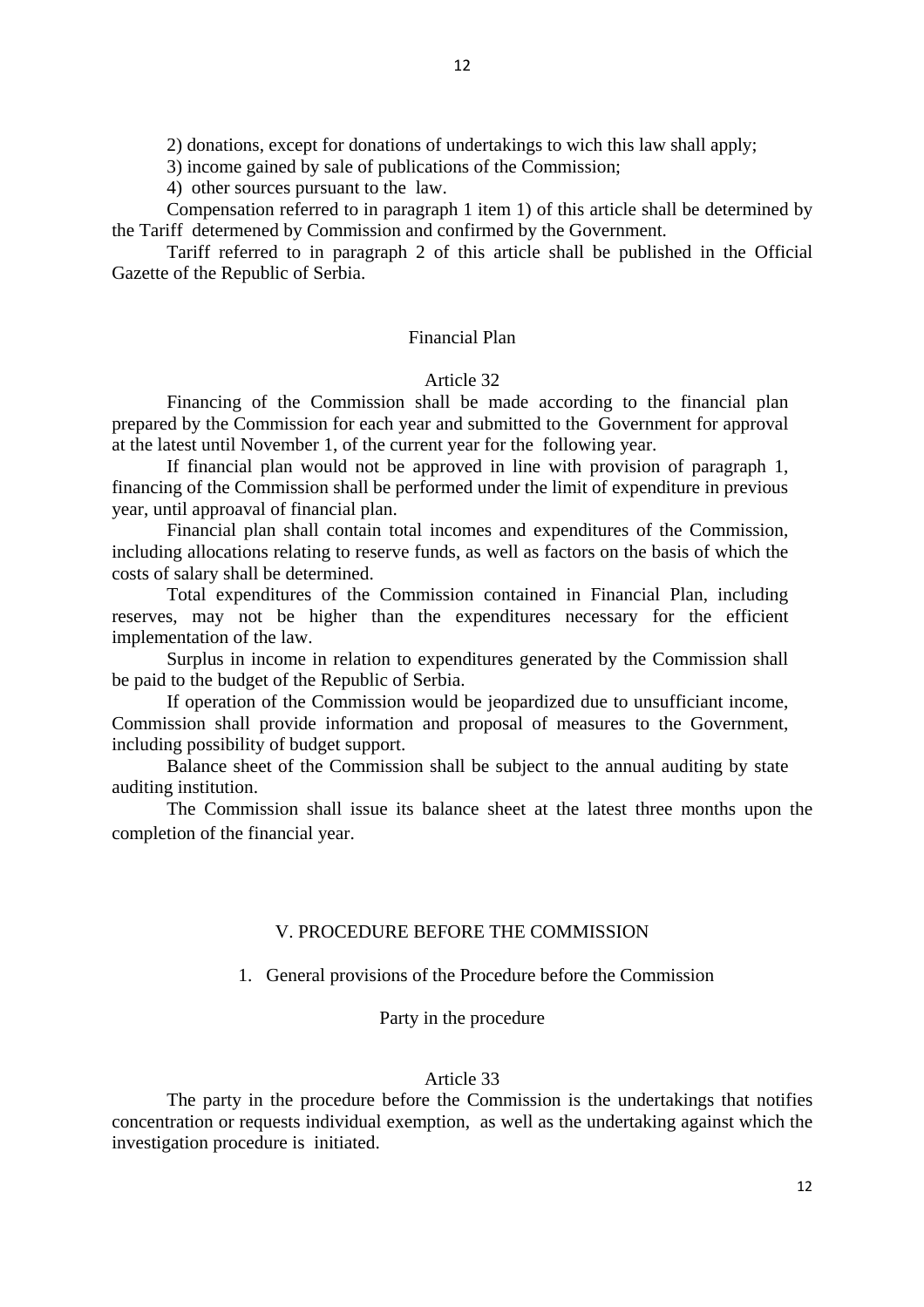2) donations, except for donations of undertakings to wich this law shall apply;

3) income gained by sale of publications of the Commission;

4) other sources pursuant to the law.

Compensation referred to in paragraph 1 item 1) of this article shall be determined by the Tariff determened by Commission and confirmed by the Government.

Tariff referred to in paragraph 2 of this article shall be published in the Official Gazette of the Republic of Serbia.

### Financial Plan

#### Article 32

Financing of the Commission shall be made according to the financial plan prepared by the Commission for each year and submitted to the Government for approval at the latest until November 1, of the current year for the following year.

If financial plan would not be approved in line with provision of paragraph 1, financing of the Commission shall be performed under the limit of expenditure in previous year, until approaval of financial plan.

Financial plan shall contain total incomes and expenditures of the Commission, including allocations relating to reserve funds, as well as factors on the basis of which the costs of salary shall be determined.

Total expenditures of the Commission contained in Financial Plan, including reserves, may not be higher than the expenditures necessary for the efficient implementation of the law.

Surplus in income in relation to expenditures generated by the Commission shall be paid to the budget of the Republic of Serbia.

If operation of the Commission would be jeopardized due to unsufficiant income, Commission shall provide information and proposal of measures to the Government, including possibility of budget support.

Balance sheet of the Commission shall be subject to the annual auditing by state auditing institution.

The Commission shall issue its balance sheet at the latest three months upon the completion of the financial year.

## V. PROCEDURE BEFORE THE COMMISSION

### 1. General provisions of the Procedure before the Commission

### Party in the procedure

#### Article 33

The party in the procedure before the Commission is the undertakings that notifies concentration or requests individual exemption, as well as the undertaking against which the investigation procedure is initiated.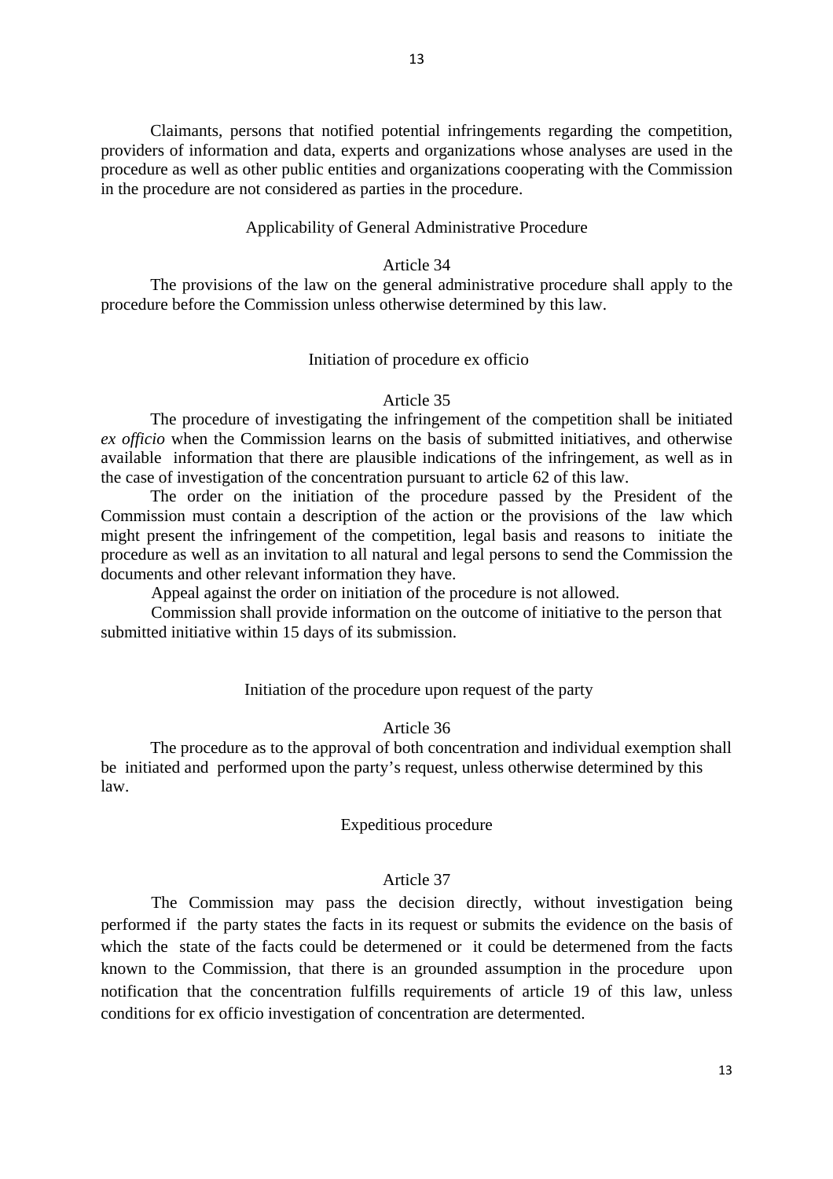Claimants, persons that notified potential infringements regarding the competition, providers of information and data, experts and organizations whose analyses are used in the procedure as well as other public entities and organizations cooperating with the Commission in the procedure are not considered as parties in the procedure.

### Applicability of General Administrative Procedure

#### Article 34

The provisions of the law on the general administrative procedure shall apply to the procedure before the Commission unless otherwise determined by this law.

### Initiation of procedure ex officio

#### Article 35

The procedure of investigating the infringement of the competition shall be initiated *ex officio* when the Commission learns on the basis of submitted initiatives, and otherwise available information that there are plausible indications of the infringement, as well as in the case of investigation of the concentration pursuant to article 62 of this law.

The order on the initiation of the procedure passed by the President of the Commission must contain a description of the action or the provisions of the law which might present the infringement of the competition, legal basis and reasons to initiate the procedure as well as an invitation to all natural and legal persons to send the Commission the documents and other relevant information they have.

Appeal against the order on initiation of the procedure is not allowed.

Commission shall provide information on the outcome of initiative to the person that submitted initiative within 15 days of its submission.

### Initiation of the procedure upon request of the party

#### Article 36

The procedure as to the approval of both concentration and individual exemption shall be initiated and performed upon the party's request, unless otherwise determined by this law.

### Expeditious procedure

#### Article 37

The Commission may pass the decision directly, without investigation being performed if the party states the facts in its request or submits the evidence on the basis of which the state of the facts could be determened or it could be determened from the facts known to the Commission, that there is an grounded assumption in the procedure upon notification that the concentration fulfills requirements of article 19 of this law, unless conditions for ex officio investigation of concentration are determented.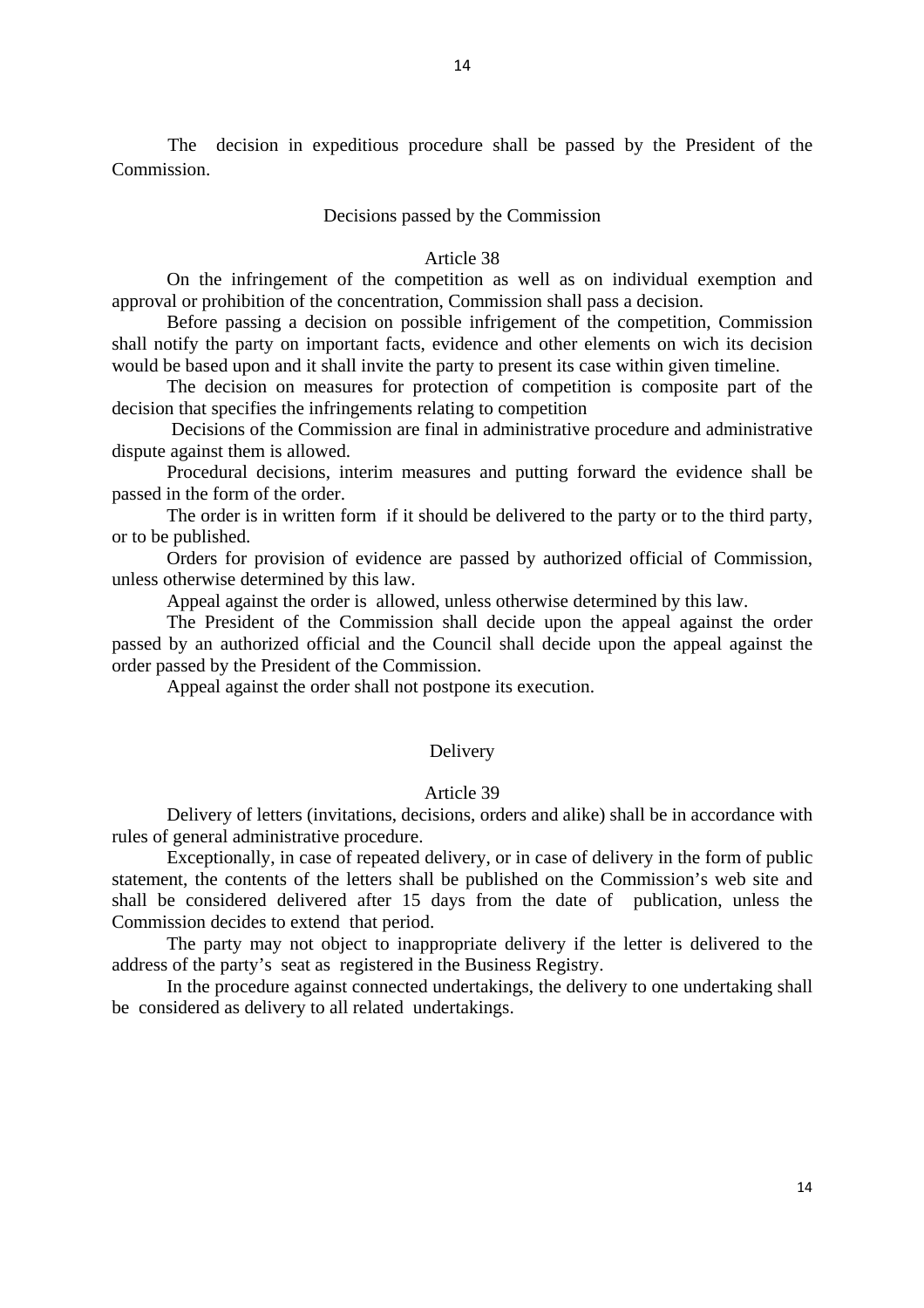The decision in expeditious procedure shall be passed by the President of the Commission.

### Decisions passed by the Commission

#### Article 38

On the infringement of the competition as well as on individual exemption and approval or prohibition of the concentration, Commission shall pass a decision.

Before passing a decision on possible infrigement of the competition, Commission shall notify the party on important facts, evidence and other elements on wich its decision would be based upon and it shall invite the party to present its case within given timeline.

The decision on measures for protection of competition is composite part of the decision that specifies the infringements relating to competition

Decisions of the Commission are final in administrative procedure and administrative dispute against them is allowed.

Procedural decisions, interim measures and putting forward the evidence shall be passed in the form of the order.

The order is in written form if it should be delivered to the party or to the third party, or to be published.

Orders for provision of evidence are passed by authorized official of Commission, unless otherwise determined by this law.

Appeal against the order is allowed, unless otherwise determined by this law.

The President of the Commission shall decide upon the appeal against the order passed by an authorized official and the Council shall decide upon the appeal against the order passed by the President of the Commission.

Appeal against the order shall not postpone its execution.

### Delivery

#### Article 39

Delivery of letters (invitations, decisions, orders and alike) shall be in accordance with rules of general administrative procedure.

Exceptionally, in case of repeated delivery, or in case of delivery in the form of public statement, the contents of the letters shall be published on the Commission's web site and shall be considered delivered after 15 days from the date of publication, unless the Commission decides to extend that period.

The party may not object to inappropriate delivery if the letter is delivered to the address of the party's seat as registered in the Business Registry.

In the procedure against connected undertakings, the delivery to one undertaking shall be considered as delivery to all related undertakings.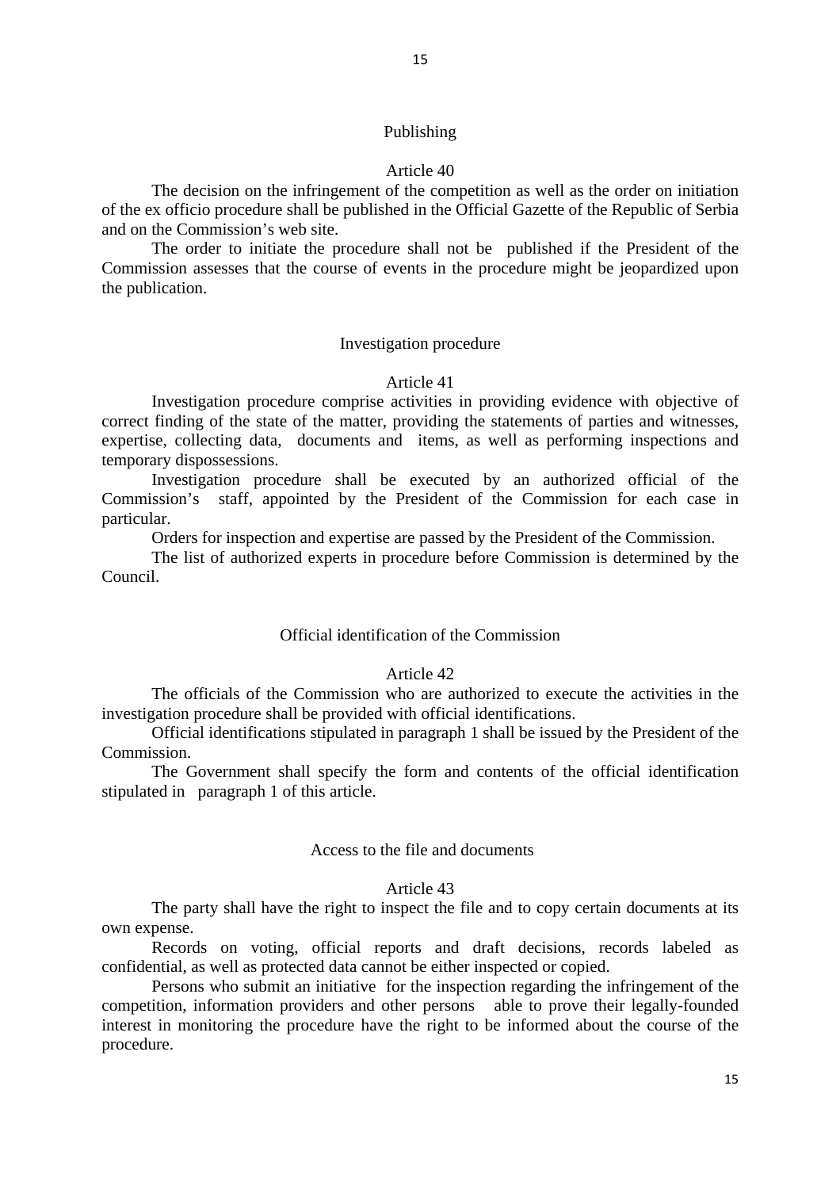### Publishing

#### Article 40

The decision on the infringement of the competition as well as the order on initiation of the ex officio procedure shall be published in the Official Gazette of the Republic of Serbia and on the Commission's web site.

The order to initiate the procedure shall not be published if the President of the Commission assesses that the course of events in the procedure might be jeopardized upon the publication.

### Investigation procedure

#### Article 41

Investigation procedure comprise activities in providing evidence with objective of correct finding of the state of the matter, providing the statements of parties and witnesses, expertise, collecting data, documents and items, as well as performing inspections and temporary dispossessions.

Investigation procedure shall be executed by an authorized official of the Commission's staff, appointed by the President of the Commission for each case in particular.

Orders for inspection and expertise are passed by the President of the Commission.

The list of authorized experts in procedure before Commission is determined by the Council.

### Official identification of the Commission

#### Article 42

The officials of the Commission who are authorized to execute the activities in the investigation procedure shall be provided with official identifications.

Official identifications stipulated in paragraph 1 shall be issued by the President of the Commission.

The Government shall specify the form and contents of the official identification stipulated in paragraph 1 of this article.

### Access to the file and documents

#### Article 43

The party shall have the right to inspect the file and to copy certain documents at its own expense.

Records on voting, official reports and draft decisions, records labeled as confidential, as well as protected data cannot be either inspected or copied.

Persons who submit an initiative for the inspection regarding the infringement of the competition, information providers and other persons able to prove their legally-founded interest in monitoring the procedure have the right to be informed about the course of the procedure.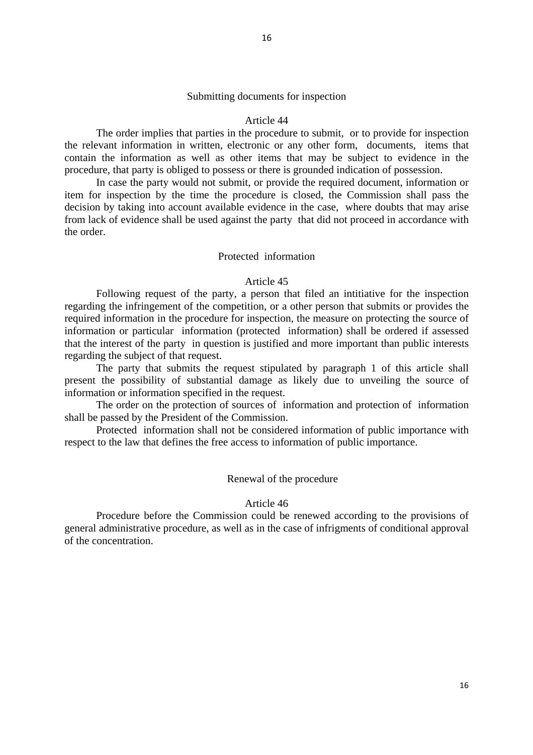### Submitting documents for inspection

#### Article 44

The order implies that parties in the procedure to submit, or to provide for inspection the relevant information in written, electronic or any other form, documents, items that contain the information as well as other items that may be subject to evidence in the procedure, that party is obliged to possess or there is grounded indication of possession.

In case the party would not submit, or provide the required document, information or item for inspection by the time the procedure is closed, the Commission shall pass the decision by taking into account available evidence in the case, where doubts that may arise from lack of evidence shall be used against the party that did not proceed in accordance with the order.

### Protected information

#### Article 45

Following request of the party, a person that filed an intitiative for the inspection regarding the infringement of the competition, or a other person that submits or provides the required information in the procedure for inspection, the measure on protecting the source of information or particular information (protected information) shall be ordered if assessed that the interest of the party in question is justified and more important than public interests regarding the subject of that request.

The party that submits the request stipulated by paragraph 1 of this article shall present the possibility of substantial damage as likely due to unveiling the source of information or information specified in the request.

The order on the protection of sources of information and protection of information shall be passed by the President of the Commission.

Protected information shall not be considered information of public importance with respect to the law that defines the free access to information of public importance.

### Renewal of the procedure

#### Article 46

Procedure before the Commission could be renewed according to the provisions of general administrative procedure, as well as in the case of infrigments of conditional approval of the concentration.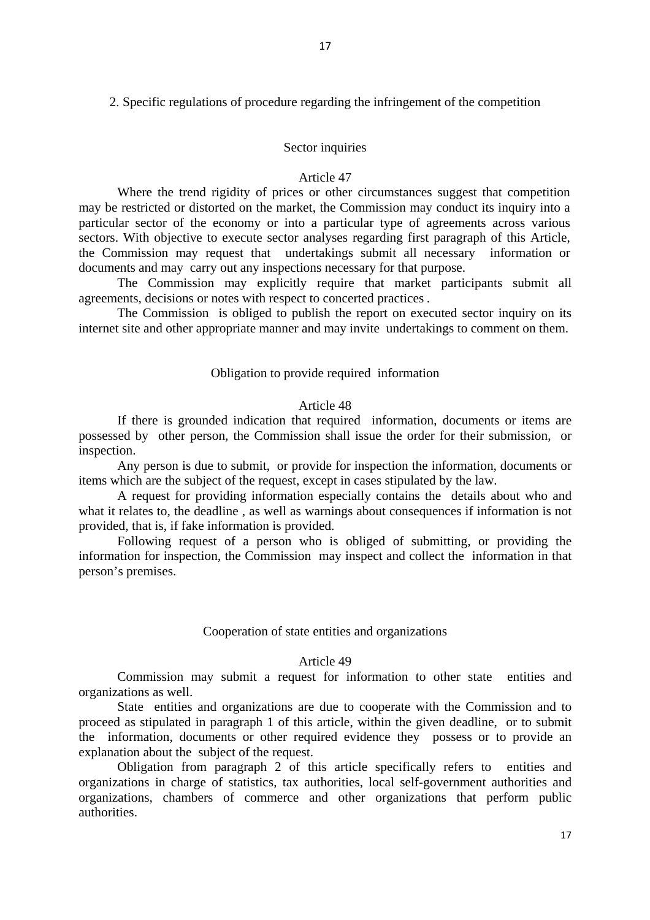## 2. Specific regulations of procedure regarding the infringement of the competition

### Sector inquiries

#### Article 47

Where the trend rigidity of prices or other circumstances suggest that competition may be restricted or distorted on the market, the Commission may conduct its inquiry into a particular sector of the economy or into a particular type of agreements across various sectors. With objective to execute sector analyses regarding first paragraph of this Article, the Commission may request that undertakings submit all necessary information or documents and may carry out any inspections necessary for that purpose.

The Commission may explicitly require that market participants submit all agreements, decisions or notes with respect to concerted practices .

The Commission is obliged to publish the report on executed sector inquiry on its internet site and other appropriate manner and may invite undertakings to comment on them.

### Obligation to provide required information

#### Article 48

If there is grounded indication that required information, documents or items are possessed by other person, the Commission shall issue the order for their submission, or inspection.

Any person is due to submit, or provide for inspection the information, documents or items which are the subject of the request, except in cases stipulated by the law.

A request for providing information especially contains the details about who and what it relates to, the deadline , as well as warnings about consequences if information is not provided, that is, if fake information is provided.

Following request of a person who is obliged of submitting, or providing the information for inspection, the Commission may inspect and collect the information in that person's premises.

### Cooperation of state entities and organizations

#### Article 49

Commission may submit a request for information to other state entities and organizations as well.

State entities and organizations are due to cooperate with the Commission and to proceed as stipulated in paragraph 1 of this article, within the given deadline, or to submit the information, documents or other required evidence they possess or to provide an explanation about the subject of the request.

Obligation from paragraph 2 of this article specifically refers to entities and organizations in charge of statistics, tax authorities, local self-government authorities and organizations, chambers of commerce and other organizations that perform public authorities.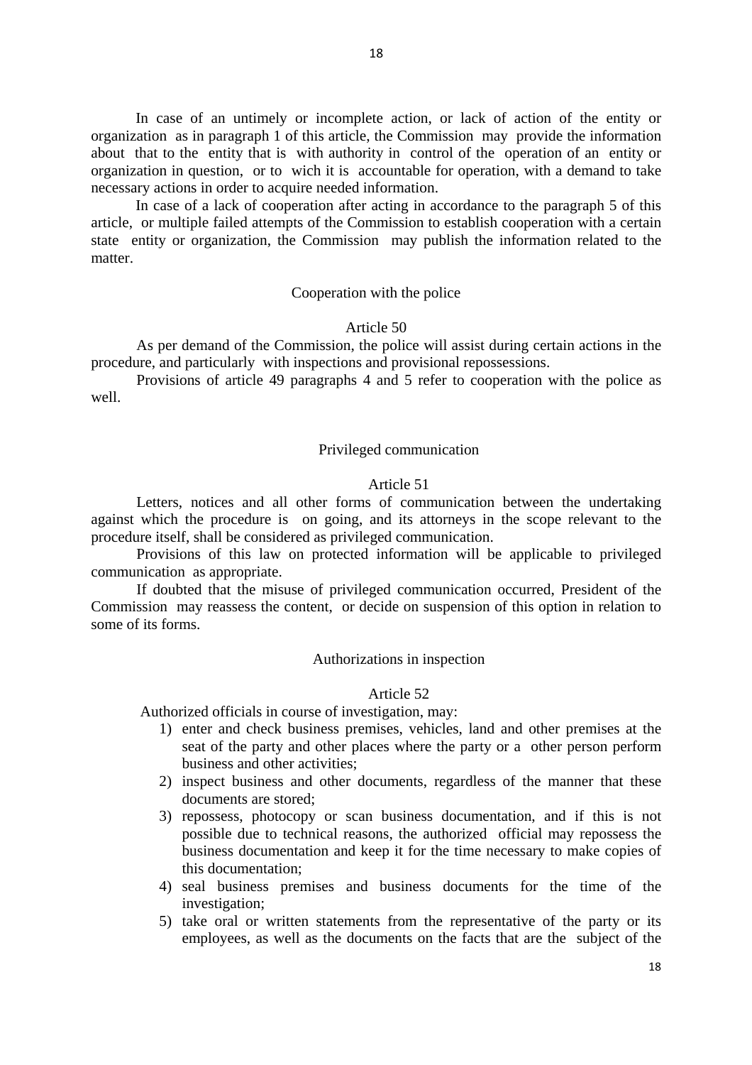In case of an untimely or incomplete action, or lack of action of the entity or organization as in paragraph 1 of this article, the Commission may provide the information about that to the entity that is with authority in control of the operation of an entity or organization in question, or to wich it is accountable for operation, with a demand to take necessary actions in order to acquire needed information.

In case of a lack of cooperation after acting in accordance to the paragraph 5 of this article, or multiple failed attempts of the Commission to establish cooperation with a certain state entity or organization, the Commission may publish the information related to the matter.

Cooperation with the police

Article 50

As per demand of the Commission, the police will assist during certain actions in the procedure, and particularly with inspections and provisional repossessions.

Provisions of article 49 paragraphs 4 and 5 refer to cooperation with the police as well.

Privileged communication

Article 51

Letters, notices and all other forms of communication between the undertaking against which the procedure is on going, and its attorneys in the scope relevant to the procedure itself, shall be considered as privileged communication.

Provisions of this law on protected information will be applicable to privileged communication as appropriate.

If doubted that the misuse of privileged communication occurred, President of the Commission may reassess the content, or decide on suspension of this option in relation to some of its forms.

Authorizations in inspection

Article 52

Authorized officials in course of investigation, may:

1) enter and check business premises, vehicles, land and other premises at the seat of the party and other places where the party or a other person perform business and other activities;
2) inspect business and other documents, regardless of the manner that these documents are stored;
3) repossess, photocopy or scan business documentation, and if this is not possible due to technical reasons, the authorized official may repossess the business documentation and keep it for the time necessary to make copies of this documentation;
4) seal business premises and business documents for the time of the investigation;
5) take oral or written statements from the representative of the party or its employees, as well as the documents on the facts that are the subject of the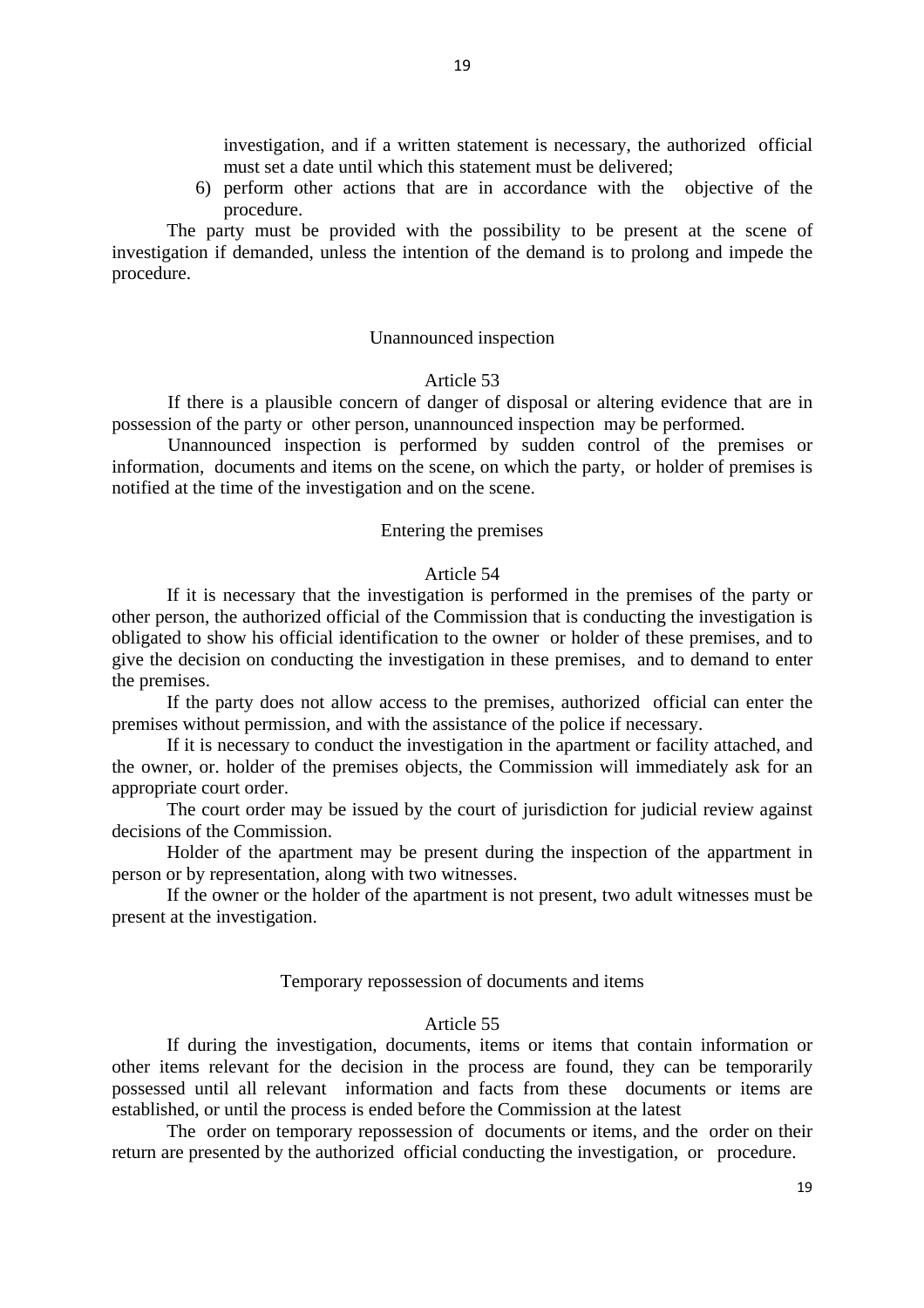investigation, and if a written statement is necessary, the authorized official must set a date until which this statement must be delivered;

6) perform other actions that are in accordance with the objective of the procedure.

The party must be provided with the possibility to be present at the scene of investigation if demanded, unless the intention of the demand is to prolong and impede the procedure.

### Unannounced inspection

### Article 53

If there is a plausible concern of danger of disposal or altering evidence that are in possession of the party or other person, unannounced inspection may be performed.

Unannounced inspection is performed by sudden control of the premises or information, documents and items on the scene, on which the party, or holder of premises is notified at the time of the investigation and on the scene.

### Entering the premises

### Article 54

If it is necessary that the investigation is performed in the premises of the party or other person, the authorized official of the Commission that is conducting the investigation is obligated to show his official identification to the owner or holder of these premises, and to give the decision on conducting the investigation in these premises, and to demand to enter the premises.

If the party does not allow access to the premises, authorized official can enter the premises without permission, and with the assistance of the police if necessary.

If it is necessary to conduct the investigation in the apartment or facility attached, and the owner, or. holder of the premises objects, the Commission will immediately ask for an appropriate court order.

The court order may be issued by the court of jurisdiction for judicial review against decisions of the Commission.

Holder of the apartment may be present during the inspection of the appartment in person or by representation, along with two witnesses.

If the owner or the holder of the apartment is not present, two adult witnesses must be present at the investigation.

### Temporary repossession of documents and items

### Article 55

If during the investigation, documents, items or items that contain information or other items relevant for the decision in the process are found, they can be temporarily possessed until all relevant information and facts from these documents or items are established, or until the process is ended before the Commission at the latest

The order on temporary repossession of documents or items, and the order on their return are presented by the authorized official conducting the investigation, or procedure.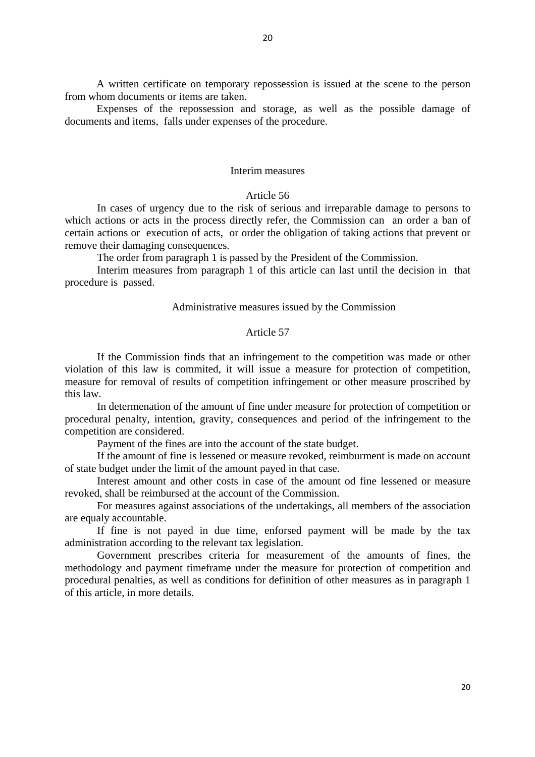A written certificate on temporary repossession is issued at the scene to the person from whom documents or items are taken.

Expenses of the repossession and storage, as well as the possible damage of documents and items, falls under expenses of the procedure.

### Interim measures

### Article 56

In cases of urgency due to the risk of serious and irreparable damage to persons to which actions or acts in the process directly refer, the Commission can an order a ban of certain actions or execution of acts, or order the obligation of taking actions that prevent or remove their damaging consequences.

The order from paragraph 1 is passed by the President of the Commission.

Interim measures from paragraph 1 of this article can last until the decision in that procedure is passed.

### Administrative measures issued by the Commission

### Article 57

If the Commission finds that an infringement to the competition was made or other violation of this law is commited, it will issue a measure for protection of competition, measure for removal of results of competition infringement or other measure proscribed by this law.

In determenation of the amount of fine under measure for protection of competition or procedural penalty, intention, gravity, consequences and period of the infringement to the competition are considered.

Payment of the fines are into the account of the state budget.

If the amount of fine is lessened or measure revoked, reimburment is made on account of state budget under the limit of the amount payed in that case.

Interest amount and other costs in case of the amount od fine lessened or measure revoked, shall be reimbursed at the account of the Commission.

For measures against associations of the undertakings, all members of the association are equaly accountable.

If fine is not payed in due time, enforsed payment will be made by the tax administration according to the relevant tax legislation.

Government prescribes criteria for measurement of the amounts of fines, the methodology and payment timeframe under the measure for protection of competition and procedural penalties, as well as conditions for definition of other measures as in paragraph 1 of this article, in more details.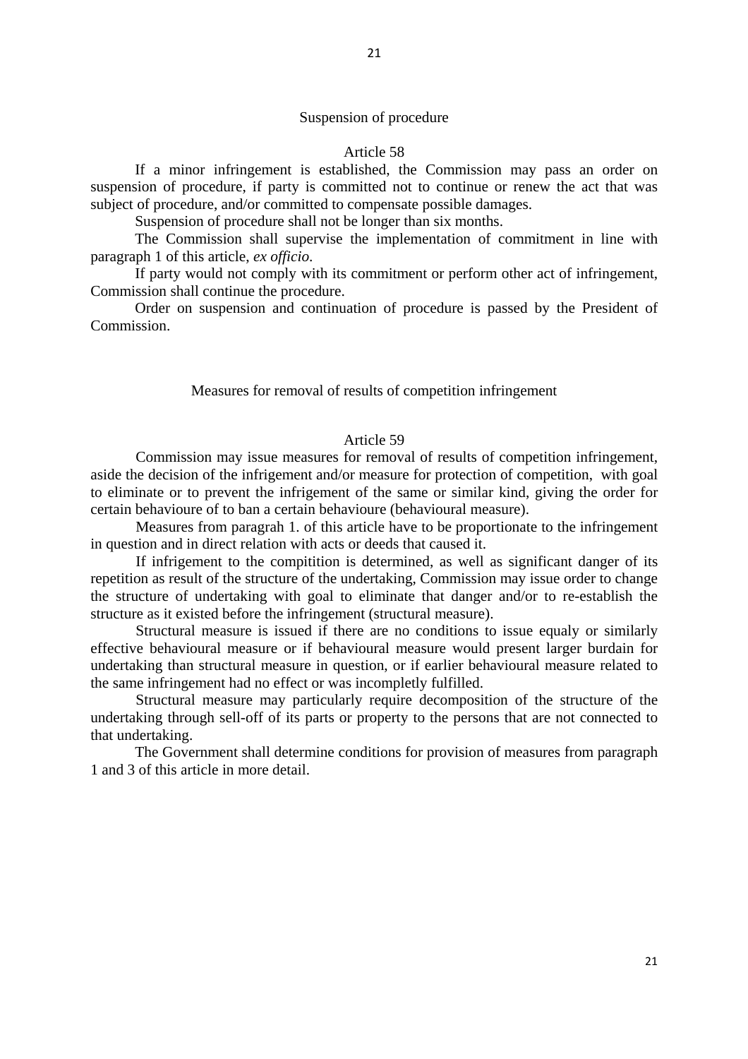### Suspension of procedure

#### Article 58

If a minor infringement is established, the Commission may pass an order on suspension of procedure, if party is committed not to continue or renew the act that was subject of procedure, and/or committed to compensate possible damages.

Suspension of procedure shall not be longer than six months.

The Commission shall supervise the implementation of commitment in line with paragraph 1 of this article, *ex officio*.

If party would not comply with its commitment or perform other act of infringement, Commission shall continue the procedure.

Order on suspension and continuation of procedure is passed by the President of Commission.

### Measures for removal of results of competition infringement

#### Article 59

Commission may issue measures for removal of results of competition infringement, aside the decision of the infrigement and/or measure for protection of competition, with goal to eliminate or to prevent the infrigement of the same or similar kind, giving the order for certain behavioure of to ban a certain behavioure (behavioural measure).

Measures from paragrah 1. of this article have to be proportionate to the infringement in question and in direct relation with acts or deeds that caused it.

If infrigement to the compitition is determined, as well as significant danger of its repetition as result of the structure of the undertaking, Commission may issue order to change the structure of undertaking with goal to eliminate that danger and/or to re-establish the structure as it existed before the infringement (structural measure).

Structural measure is issued if there are no conditions to issue equaly or similarly effective behavioural measure or if behavioural measure would present larger burdain for undertaking than structural measure in question, or if earlier behavioural measure related to the same infringement had no effect or was incompletly fulfilled.

Structural measure may particularly require decomposition of the structure of the undertaking through sell-off of its parts or property to the persons that are not connected to that undertaking.

The Government shall determine conditions for provision of measures from paragraph 1 and 3 of this article in more detail.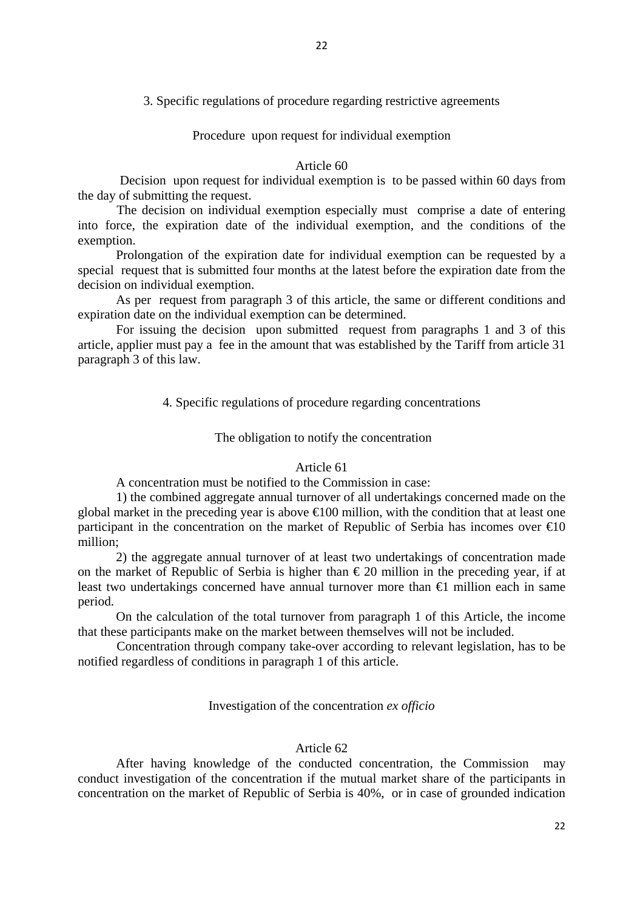### 3. Specific regulations of procedure regarding restrictive agreements

#### Procedure upon request for individual exemption

##### Article 60

Decision upon request for individual exemption is to be passed within 60 days from the day of submitting the request.

The decision on individual exemption especially must comprise a date of entering into force, the expiration date of the individual exemption, and the conditions of the exemption.

Prolongation of the expiration date for individual exemption can be requested by a special request that is submitted four months at the latest before the expiration date from the decision on individual exemption.

As per request from paragraph 3 of this article, the same or different conditions and expiration date on the individual exemption can be determined.

For issuing the decision upon submitted request from paragraphs 1 and 3 of this article, applier must pay a fee in the amount that was established by the Tariff from article 31 paragraph 3 of this law.

### 4. Specific regulations of procedure regarding concentrations

#### The obligation to notify the concentration

##### Article 61

A concentration must be notified to the Commission in case:

1) the combined aggregate annual turnover of all undertakings concerned made on the global market in the preceding year is above €100 million, with the condition that at least one participant in the concentration on the market of Republic of Serbia has incomes over €10 million;

2) the aggregate annual turnover of at least two undertakings of concentration made on the market of Republic of Serbia is higher than € 20 million in the preceding year, if at least two undertakings concerned have annual turnover more than €1 million each in same period.

On the calculation of the total turnover from paragraph 1 of this Article, the income that these participants make on the market between themselves will not be included.

Concentration through company take-over according to relevant legislation, has to be notified regardless of conditions in paragraph 1 of this article.

#### Investigation of the concentration *ex officio*

##### Article 62

After having knowledge of the conducted concentration, the Commission may conduct investigation of the concentration if the mutual market share of the participants in concentration on the market of Republic of Serbia is 40%, or in case of grounded indication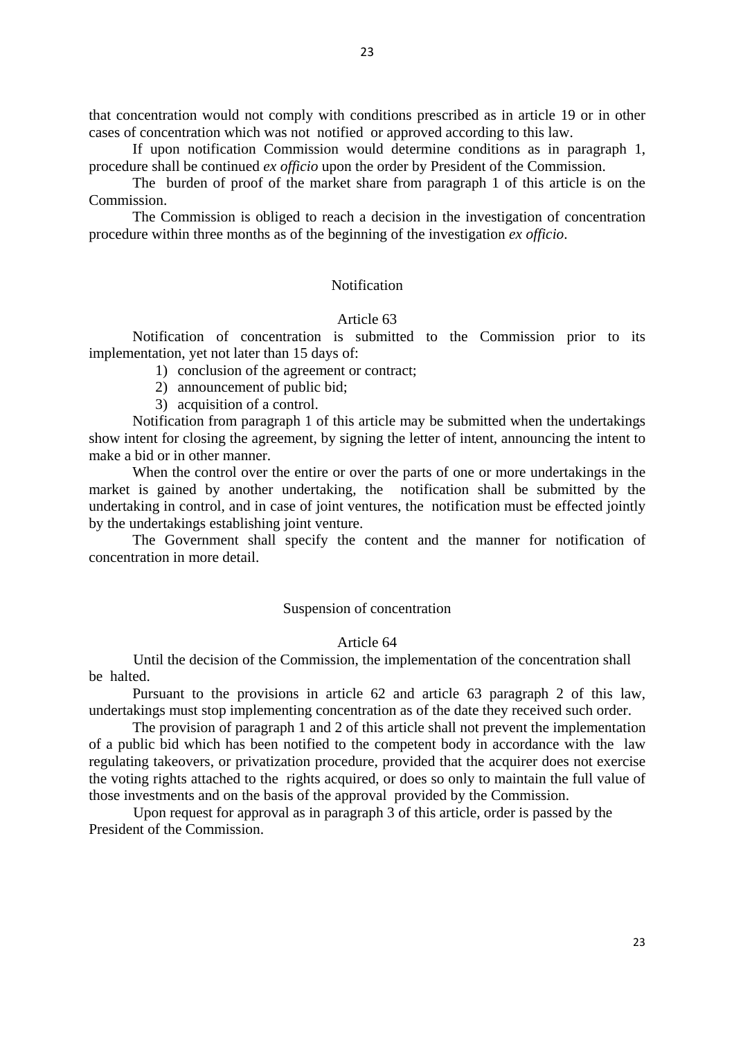that concentration would not comply with conditions prescribed as in article 19 or in other cases of concentration which was not notified or approved according to this law.

If upon notification Commission would determine conditions as in paragraph 1, procedure shall be continued *ex officio* upon the order by President of the Commission.

The burden of proof of the market share from paragraph 1 of this article is on the Commission.

The Commission is obliged to reach a decision in the investigation of concentration procedure within three months as of the beginning of the investigation *ex officio*.

### Notification

#### Article 63

Notification of concentration is submitted to the Commission prior to its implementation, yet not later than 15 days of:

1) conclusion of the agreement or contract;
2) announcement of public bid;
3) acquisition of a control.

Notification from paragraph 1 of this article may be submitted when the undertakings show intent for closing the agreement, by signing the letter of intent, announcing the intent to make a bid or in other manner.

When the control over the entire or over the parts of one or more undertakings in the market is gained by another undertaking, the notification shall be submitted by the undertaking in control, and in case of joint ventures, the notification must be effected jointly by the undertakings establishing joint venture.

The Government shall specify the content and the manner for notification of concentration in more detail.

### Suspension of concentration

#### Article 64

Until the decision of the Commission, the implementation of the concentration shall be halted.

Pursuant to the provisions in article 62 and article 63 paragraph 2 of this law, undertakings must stop implementing concentration as of the date they received such order.

The provision of paragraph 1 and 2 of this article shall not prevent the implementation of a public bid which has been notified to the competent body in accordance with the law regulating takeovers, or privatization procedure, provided that the acquirer does not exercise the voting rights attached to the rights acquired, or does so only to maintain the full value of those investments and on the basis of the approval provided by the Commission.

Upon request for approval as in paragraph 3 of this article, order is passed by the President of the Commission.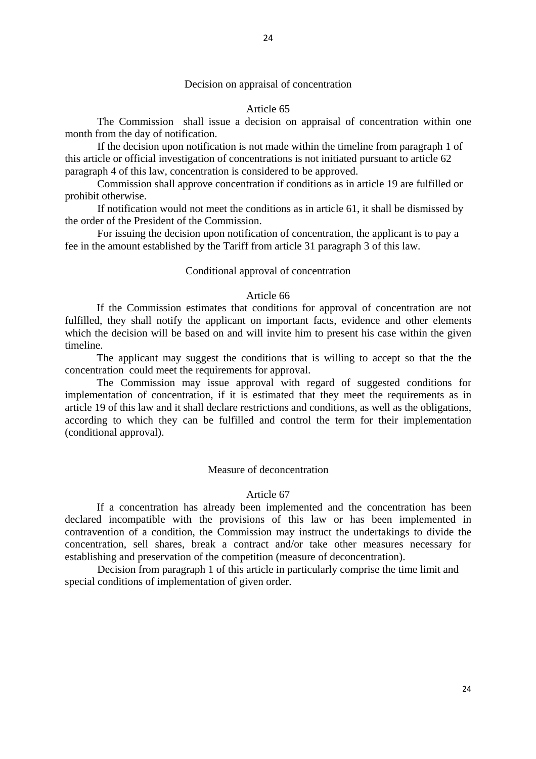### Decision on appraisal of concentration

### Article 65

The Commission shall issue a decision on appraisal of concentration within one month from the day of notification.

If the decision upon notification is not made within the timeline from paragraph 1 of this article or official investigation of concentrations is not initiated pursuant to article 62 paragraph 4 of this law, concentration is considered to be approved.

Commission shall approve concentration if conditions as in article 19 are fulfilled or prohibit otherwise.

If notification would not meet the conditions as in article 61, it shall be dismissed by the order of the President of the Commission.

For issuing the decision upon notification of concentration, the applicant is to pay a fee in the amount established by the Tariff from article 31 paragraph 3 of this law.

### Conditional approval of concentration

### Article 66

If the Commission estimates that conditions for approval of concentration are not fulfilled, they shall notify the applicant on important facts, evidence and other elements which the decision will be based on and will invite him to present his case within the given timeline.

The applicant may suggest the conditions that is willing to accept so that the the concentration could meet the requirements for approval.

The Commission may issue approval with regard of suggested conditions for implementation of concentration, if it is estimated that they meet the requirements as in article 19 of this law and it shall declare restrictions and conditions, as well as the obligations, according to which they can be fulfilled and control the term for their implementation (conditional approval).

### Measure of deconcentration

### Article 67

If a concentration has already been implemented and the concentration has been declared incompatible with the provisions of this law or has been implemented in contravention of a condition, the Commission may instruct the undertakings to divide the concentration, sell shares, break a contract and/or take other measures necessary for establishing and preservation of the competition (measure of deconcentration).

Decision from paragraph 1 of this article in particularly comprise the time limit and special conditions of implementation of given order.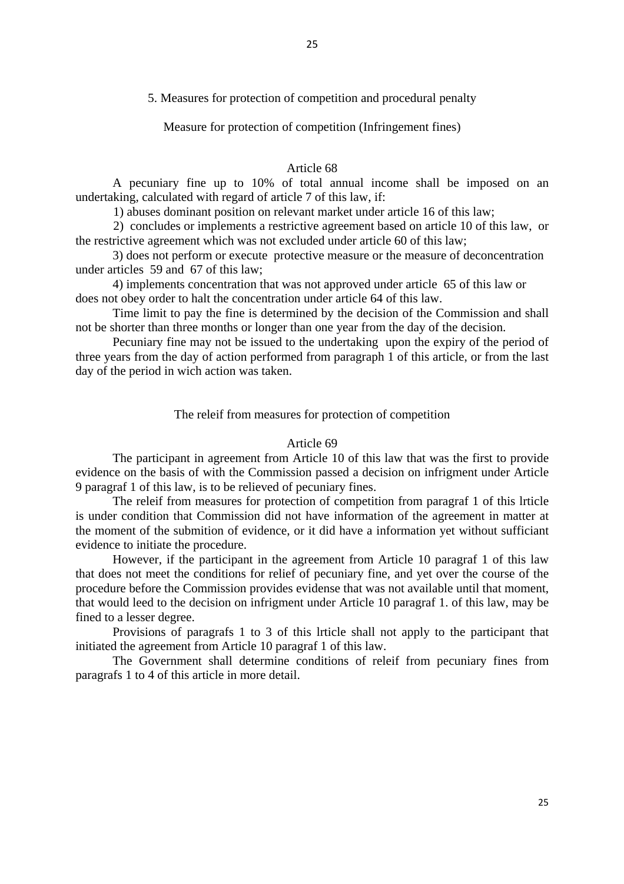## 5. Measures for protection of competition and procedural penalty

### Measure for protection of competition (Infringement fines)

#### Article 68

A pecuniary fine up to 10% of total annual income shall be imposed on an undertaking, calculated with regard of article 7 of this law, if:

1) abuses dominant position on relevant market under article 16 of this law;

2) concludes or implements a restrictive agreement based on article 10 of this law, or the restrictive agreement which was not excluded under article 60 of this law;

3) does not perform or execute protective measure or the measure of deconcentration under articles 59 and 67 of this law;

4) implements concentration that was not approved under article 65 of this law or does not obey order to halt the concentration under article 64 of this law.

Time limit to pay the fine is determined by the decision of the Commission and shall not be shorter than three months or longer than one year from the day of the decision.

Pecuniary fine may not be issued to the undertaking upon the expiry of the period of three years from the day of action performed from paragraph 1 of this article, or from the last day of the period in wich action was taken.

### The releif from measures for protection of competition

#### Article 69

The participant in agreement from Article 10 of this law that was the first to provide evidence on the basis of with the Commission passed a decision on infrigment under Article 9 paragraf 1 of this law, is to be relieved of pecuniary fines.

The releif from measures for protection of competition from paragraf 1 of this lrticle is under condition that Commission did not have information of the agreement in matter at the moment of the submition of evidence, or it did have a information yet without sufficiant evidence to initiate the procedure.

However, if the participant in the agreement from Article 10 paragraf 1 of this law that does not meet the conditions for relief of pecuniary fine, and yet over the course of the procedure before the Commission provides evidense that was not available until that moment, that would leed to the decision on infrigment under Article 10 paragraf 1. of this law, may be fined to a lesser degree.

Provisions of paragrafs 1 to 3 of this lrticle shall not apply to the participant that initiated the agreement from Article 10 paragraf 1 of this law.

The Government shall determine conditions of releif from pecuniary fines from paragrafs 1 to 4 of this article in more detail.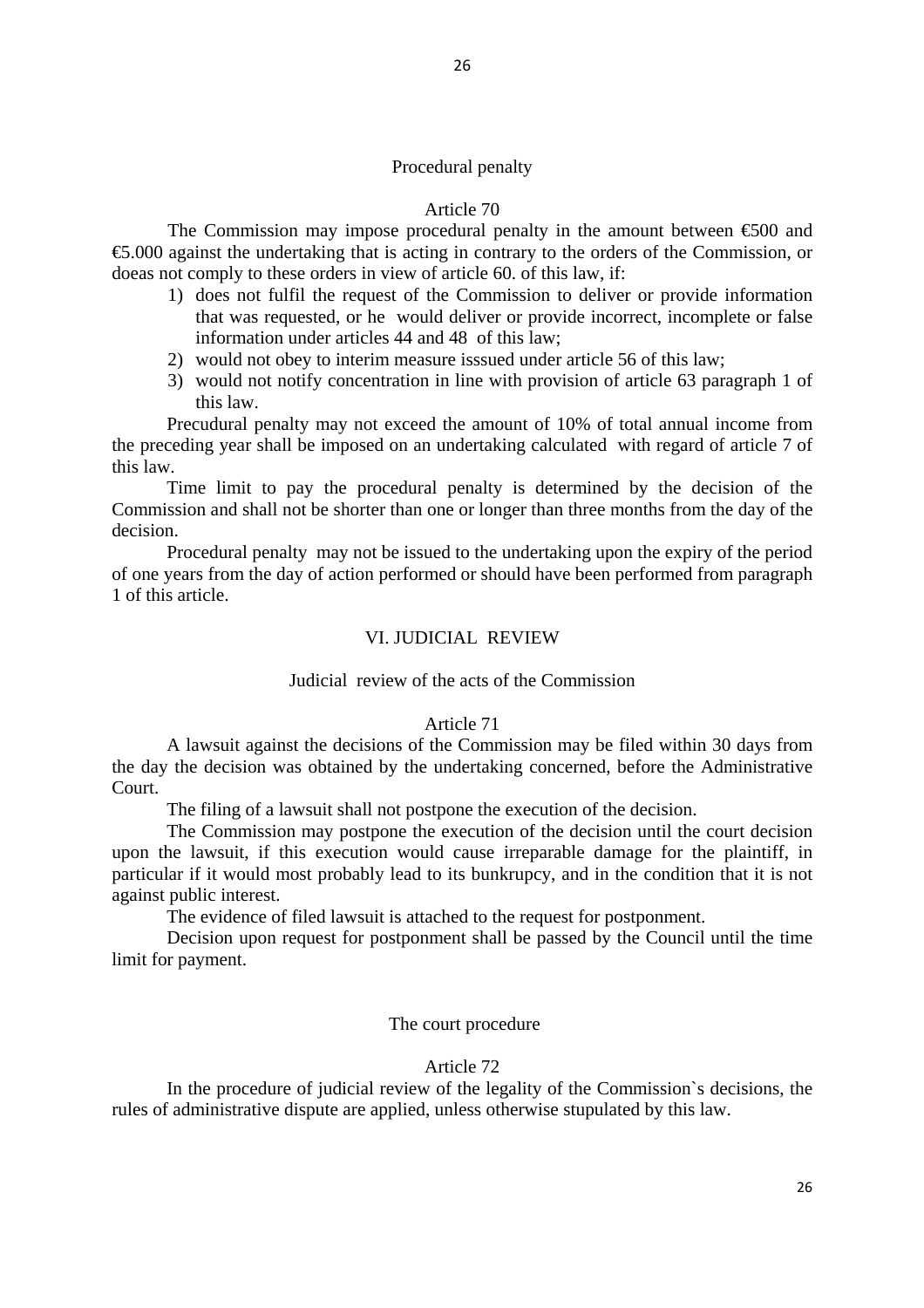### Procedural penalty

#### Article 70

The Commission may impose procedural penalty in the amount between €500 and €5.000 against the undertaking that is acting in contrary to the orders of the Commission, or doeas not comply to these orders in view of article 60. of this law, if:

1) does not fulfil the request of the Commission to deliver or provide information that was requested, or he would deliver or provide incorrect, incomplete or false information under articles 44 and 48 of this law;
2) would not obey to interim measure isssued under article 56 of this law;
3) would not notify concentration in line with provision of article 63 paragraph 1 of this law.

Precudural penalty may not exceed the amount of 10% of total annual income from the preceding year shall be imposed on an undertaking calculated with regard of article 7 of this law.

Time limit to pay the procedural penalty is determined by the decision of the Commission and shall not be shorter than one or longer than three months from the day of the decision.

Procedural penalty may not be issued to the undertaking upon the expiry of the period of one years from the day of action performed or should have been performed from paragraph 1 of this article.

## VI. JUDICIAL REVIEW

### Judicial review of the acts of the Commission

#### Article 71

A lawsuit against the decisions of the Commission may be filed within 30 days from the day the decision was obtained by the undertaking concerned, before the Administrative Court.

The filing of a lawsuit shall not postpone the execution of the decision.

The Commission may postpone the execution of the decision until the court decision upon the lawsuit, if this execution would cause irreparable damage for the plaintiff, in particular if it would most probably lead to its bunkrupcy, and in the condition that it is not against public interest.

The evidence of filed lawsuit is attached to the request for postponment.

Decision upon request for postponment shall be passed by the Council until the time limit for payment.

### The court procedure

#### Article 72

In the procedure of judicial review of the legality of the Commission`s decisions, the rules of administrative dispute are applied, unless otherwise stupulated by this law.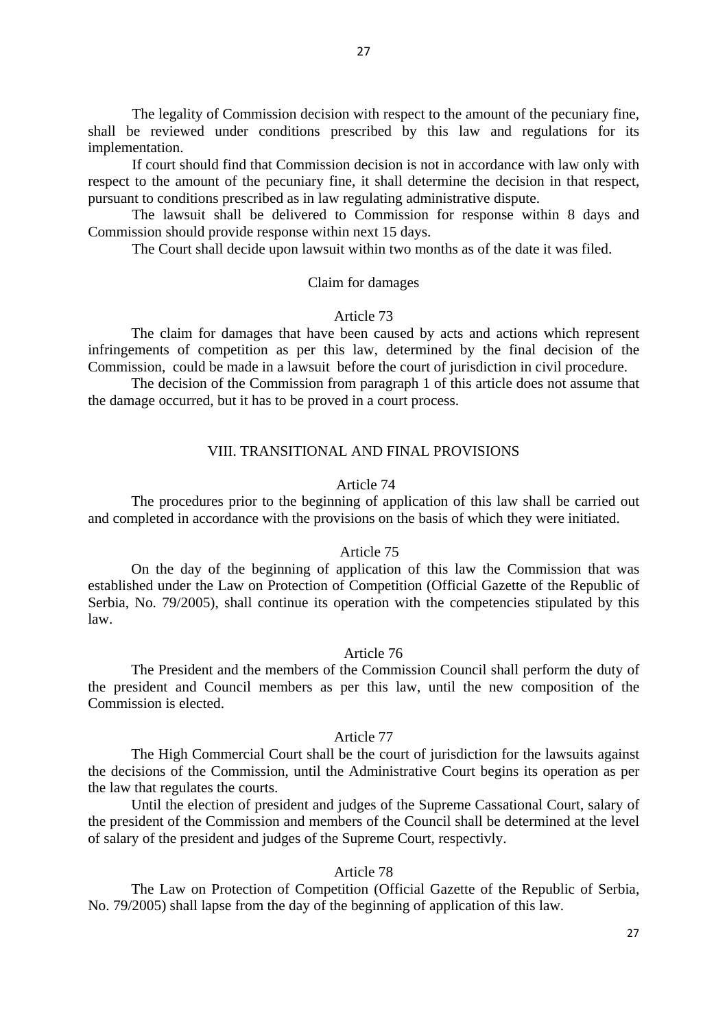The legality of Commission decision with respect to the amount of the pecuniary fine, shall be reviewed under conditions prescribed by this law and regulations for its implementation.

If court should find that Commission decision is not in accordance with law only with respect to the amount of the pecuniary fine, it shall determine the decision in that respect, pursuant to conditions prescribed as in law regulating administrative dispute.

The lawsuit shall be delivered to Commission for response within 8 days and Commission should provide response within next 15 days.

The Court shall decide upon lawsuit within two months as of the date it was filed.

Claim for damages

Article 73

The claim for damages that have been caused by acts and actions which represent infringements of competition as per this law, determined by the final decision of the Commission, could be made in a lawsuit before the court of jurisdiction in civil procedure.

The decision of the Commission from paragraph 1 of this article does not assume that the damage occurred, but it has to be proved in a court process.

## VIII. TRANSITIONAL AND FINAL PROVISIONS

Article 74

The procedures prior to the beginning of application of this law shall be carried out and completed in accordance with the provisions on the basis of which they were initiated.

Article 75

On the day of the beginning of application of this law the Commission that was established under the Law on Protection of Competition (Official Gazette of the Republic of Serbia, No. 79/2005), shall continue its operation with the competencies stipulated by this law.

Article 76

The President and the members of the Commission Council shall perform the duty of the president and Council members as per this law, until the new composition of the Commission is elected.

Article 77

The High Commercial Court shall be the court of jurisdiction for the lawsuits against the decisions of the Commission, until the Administrative Court begins its operation as per the law that regulates the courts.

Until the election of president and judges of the Supreme Cassational Court, salary of the president of the Commission and members of the Council shall be determined at the level of salary of the president and judges of the Supreme Court, respectivly.

Article 78

The Law on Protection of Competition (Official Gazette of the Republic of Serbia, No. 79/2005) shall lapse from the day of the beginning of application of this law.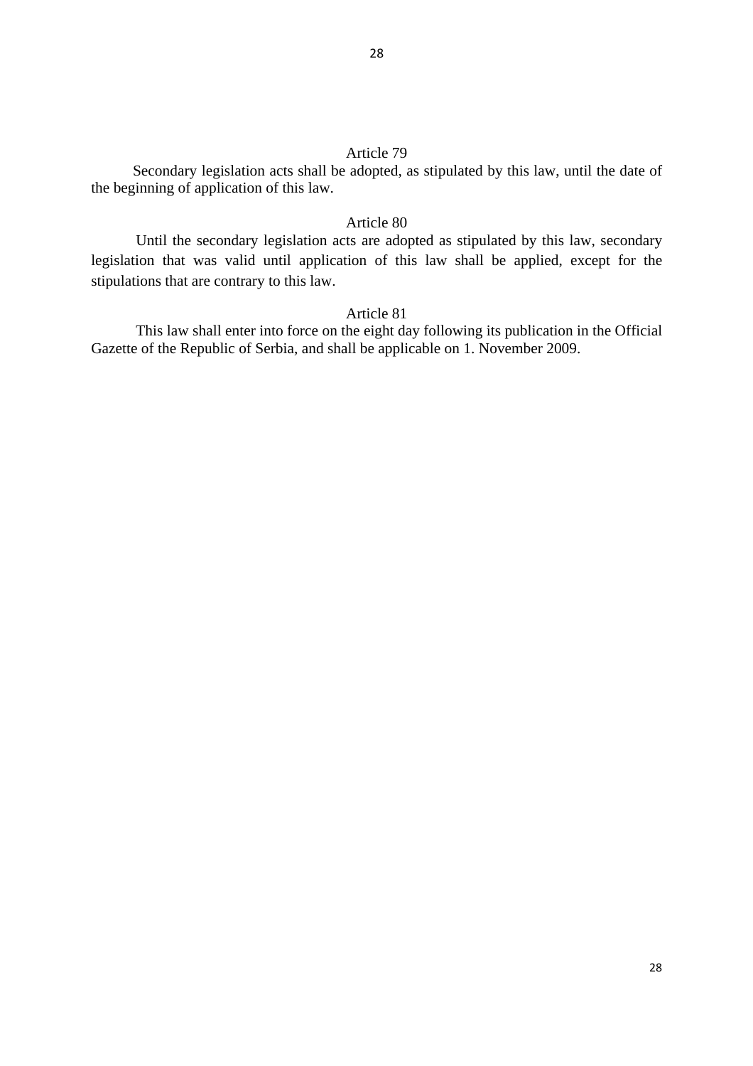### Article 79

Secondary legislation acts shall be adopted, as stipulated by this law, until the date of the beginning of application of this law.

### Article 80

Until the secondary legislation acts are adopted as stipulated by this law, secondary legislation that was valid until application of this law shall be applied, except for the stipulations that are contrary to this law.

### Article 81

This law shall enter into force on the eight day following its publication in the Official Gazette of the Republic of Serbia, and shall be applicable on 1. November 2009.